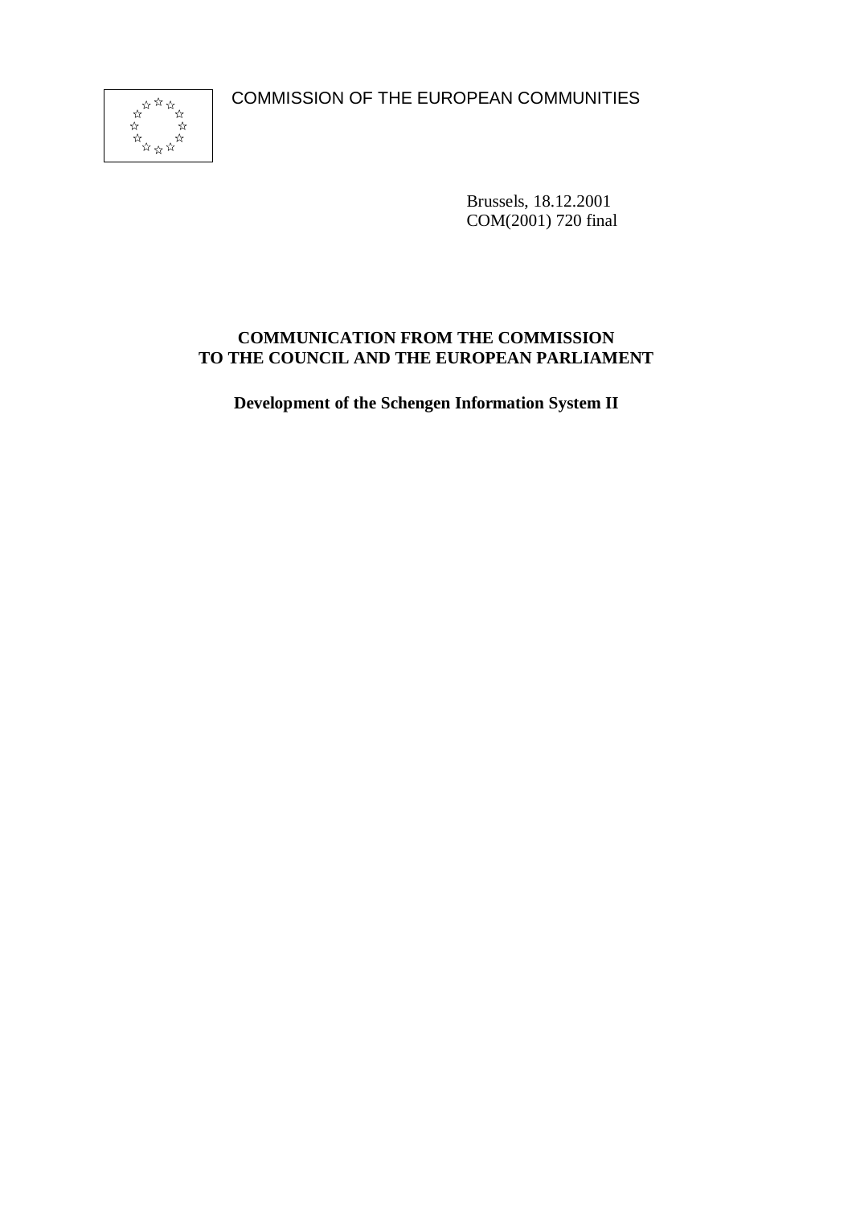COMMISSION OF THE EUROPEAN COMMUNITIES

Brussels, 18.12.2001
COM(2001) 720 final

**COMMUNICATION FROM THE COMMISSION TO THE COUNCIL AND THE EUROPEAN PARLIAMENT**

**Development of the Schengen Information System II**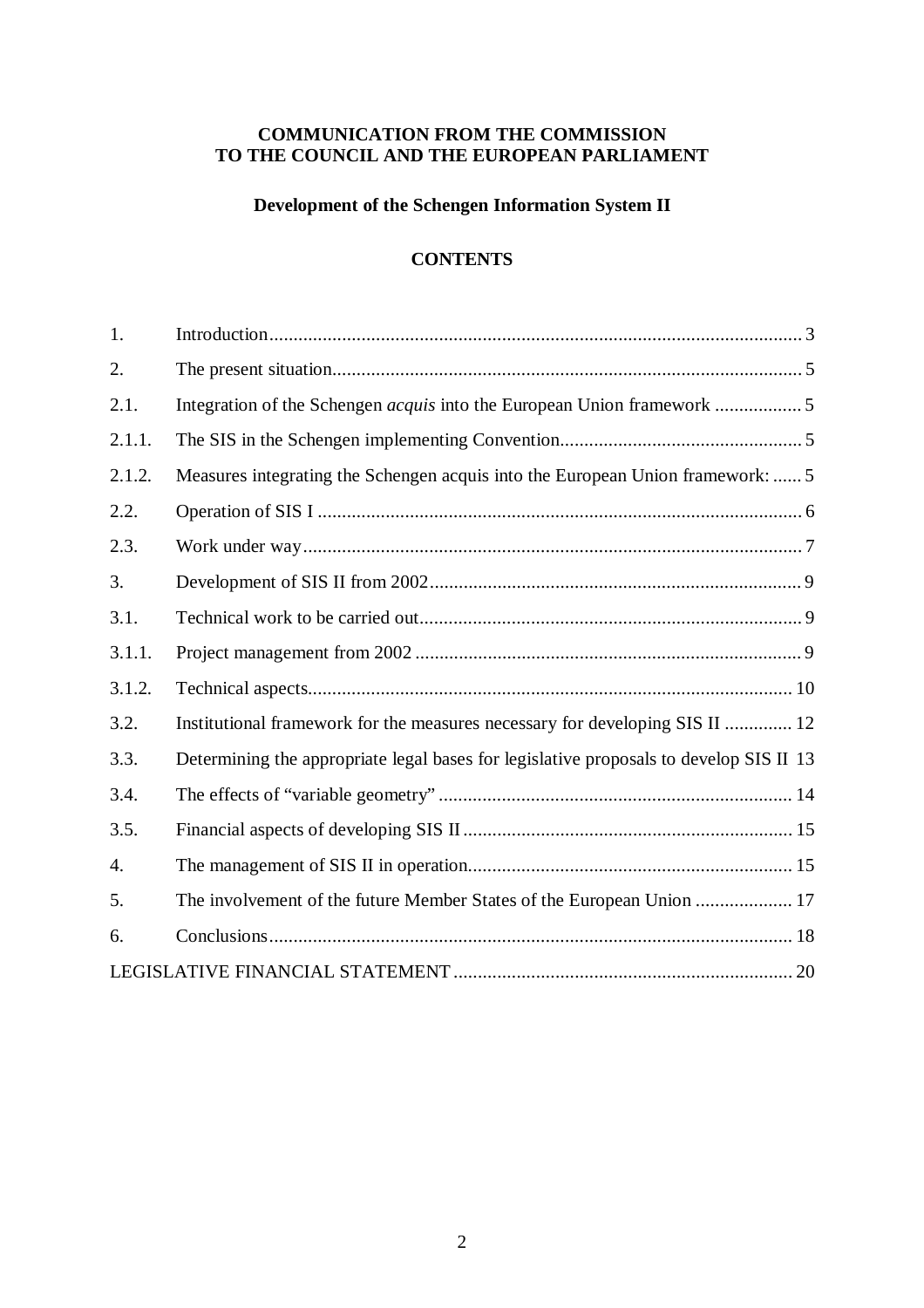**COMMUNICATION FROM THE COMMISSION
TO THE COUNCIL AND THE EUROPEAN PARLIAMENT**

**Development of the Schengen Information System II**

**CONTENTS**

| | | |
|---|---|---|
| 1. | Introduction | 3 |
| 2. | The present situation | 5 |
| 2.1. | Integration of the Schengen *acquis* into the European Union framework | 5 |
| 2.1.1. | The SIS in the Schengen implementing Convention | 5 |
| 2.1.2. | Measures integrating the Schengen acquis into the European Union framework: | 5 |
| 2.2. | Operation of SIS I | 6 |
| 2.3. | Work under way | 7 |
| 3. | Development of SIS II from 2002 | 9 |
| 3.1. | Technical work to be carried out | 9 |
| 3.1.1. | Project management from 2002 | 9 |
| 3.1.2. | Technical aspects | 10 |
| 3.2. | Institutional framework for the measures necessary for developing SIS II | 12 |
| 3.3. | Determining the appropriate legal bases for legislative proposals to develop SIS II | 13 |
| 3.4. | The effects of "variable geometry" | 14 |
| 3.5. | Financial aspects of developing SIS II | 15 |
| 4. | The management of SIS II in operation | 15 |
| 5. | The involvement of the future Member States of the European Union | 17 |
| 6. | Conclusions | 18 |
| LEGISLATIVE FINANCIAL STATEMENT | | 20 |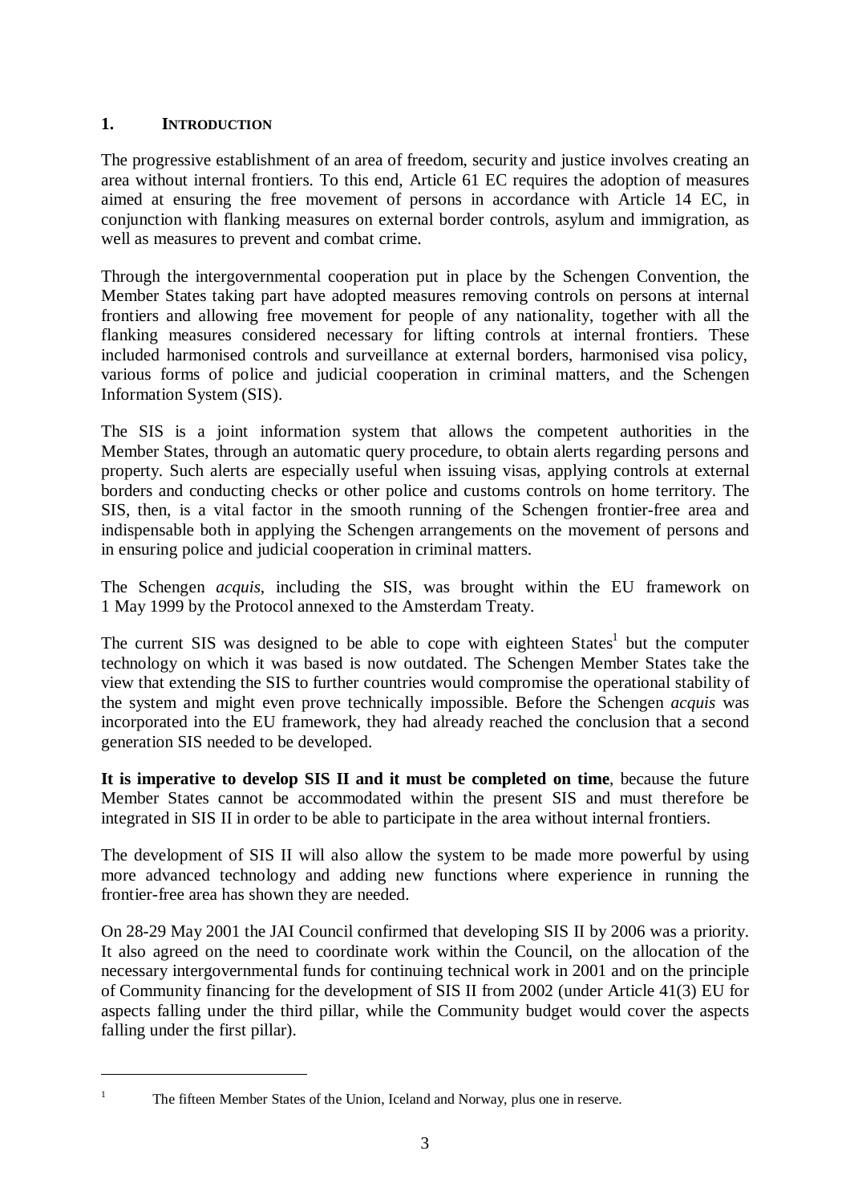## 1. INTRODUCTION

The progressive establishment of an area of freedom, security and justice involves creating an area without internal frontiers. To this end, Article 61 EC requires the adoption of measures aimed at ensuring the free movement of persons in accordance with Article 14 EC, in conjunction with flanking measures on external border controls, asylum and immigration, as well as measures to prevent and combat crime.

Through the intergovernmental cooperation put in place by the Schengen Convention, the Member States taking part have adopted measures removing controls on persons at internal frontiers and allowing free movement for people of any nationality, together with all the flanking measures considered necessary for lifting controls at internal frontiers. These included harmonised controls and surveillance at external borders, harmonised visa policy, various forms of police and judicial cooperation in criminal matters, and the Schengen Information System (SIS).

The SIS is a joint information system that allows the competent authorities in the Member States, through an automatic query procedure, to obtain alerts regarding persons and property. Such alerts are especially useful when issuing visas, applying controls at external borders and conducting checks or other police and customs controls on home territory. The SIS, then, is a vital factor in the smooth running of the Schengen frontier-free area and indispensable both in applying the Schengen arrangements on the movement of persons and in ensuring police and judicial cooperation in criminal matters.

The Schengen *acquis*, including the SIS, was brought within the EU framework on 1 May 1999 by the Protocol annexed to the Amsterdam Treaty.

The current SIS was designed to be able to cope with eighteen States[1] but the computer technology on which it was based is now outdated. The Schengen Member States take the view that extending the SIS to further countries would compromise the operational stability of the system and might even prove technically impossible. Before the Schengen *acquis* was incorporated into the EU framework, they had already reached the conclusion that a second generation SIS needed to be developed.

**It is imperative to develop SIS II and it must be completed on time**, because the future Member States cannot be accommodated within the present SIS and must therefore be integrated in SIS II in order to be able to participate in the area without internal frontiers.

The development of SIS II will also allow the system to be made more powerful by using more advanced technology and adding new functions where experience in running the frontier-free area has shown they are needed.

On 28-29 May 2001 the JAI Council confirmed that developing SIS II by 2006 was a priority. It also agreed on the need to coordinate work within the Council, on the allocation of the necessary intergovernmental funds for continuing technical work in 2001 and on the principle of Community financing for the development of SIS II from 2002 (under Article 41(3) EU for aspects falling under the third pillar, while the Community budget would cover the aspects falling under the first pillar).

---

[1] The fifteen Member States of the Union, Iceland and Norway, plus one in reserve.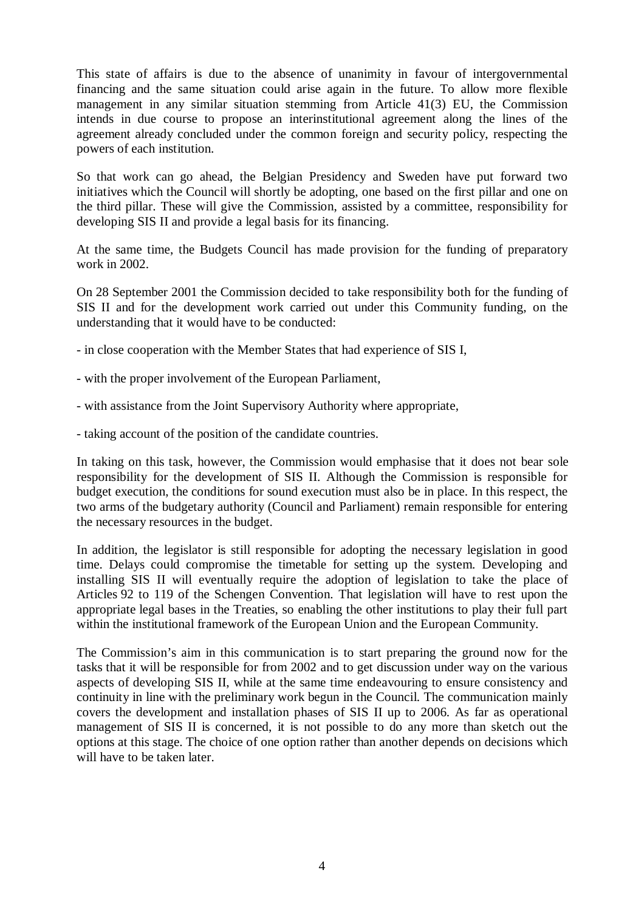This state of affairs is due to the absence of unanimity in favour of intergovernmental financing and the same situation could arise again in the future. To allow more flexible management in any similar situation stemming from Article 41(3) EU, the Commission intends in due course to propose an interinstitutional agreement along the lines of the agreement already concluded under the common foreign and security policy, respecting the powers of each institution.

So that work can go ahead, the Belgian Presidency and Sweden have put forward two initiatives which the Council will shortly be adopting, one based on the first pillar and one on the third pillar. These will give the Commission, assisted by a committee, responsibility for developing SIS II and provide a legal basis for its financing.

At the same time, the Budgets Council has made provision for the funding of preparatory work in 2002.

On 28 September 2001 the Commission decided to take responsibility both for the funding of SIS II and for the development work carried out under this Community funding, on the understanding that it would have to be conducted:

- in close cooperation with the Member States that had experience of SIS I,
- with the proper involvement of the European Parliament,
- with assistance from the Joint Supervisory Authority where appropriate,
- taking account of the position of the candidate countries.

In taking on this task, however, the Commission would emphasise that it does not bear sole responsibility for the development of SIS II. Although the Commission is responsible for budget execution, the conditions for sound execution must also be in place. In this respect, the two arms of the budgetary authority (Council and Parliament) remain responsible for entering the necessary resources in the budget.

In addition, the legislator is still responsible for adopting the necessary legislation in good time. Delays could compromise the timetable for setting up the system. Developing and installing SIS II will eventually require the adoption of legislation to take the place of Articles 92 to 119 of the Schengen Convention. That legislation will have to rest upon the appropriate legal bases in the Treaties, so enabling the other institutions to play their full part within the institutional framework of the European Union and the European Community.

The Commission's aim in this communication is to start preparing the ground now for the tasks that it will be responsible for from 2002 and to get discussion under way on the various aspects of developing SIS II, while at the same time endeavouring to ensure consistency and continuity in line with the preliminary work begun in the Council. The communication mainly covers the development and installation phases of SIS II up to 2006. As far as operational management of SIS II is concerned, it is not possible to do any more than sketch out the options at this stage. The choice of one option rather than another depends on decisions which will have to be taken later.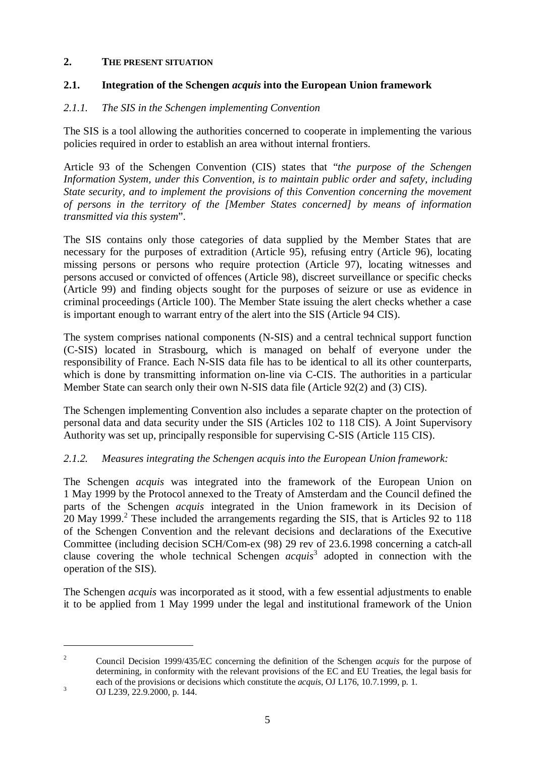## 2. THE PRESENT SITUATION

### 2.1. Integration of the Schengen *acquis* into the European Union framework

#### *2.1.1. The SIS in the Schengen implementing Convention*

The SIS is a tool allowing the authorities concerned to cooperate in implementing the various policies required in order to establish an area without internal frontiers.

Article 93 of the Schengen Convention (CIS) states that "*the purpose of the Schengen Information System, under this Convention, is to maintain public order and safety, including State security, and to implement the provisions of this Convention concerning the movement of persons in the territory of the [Member States concerned] by means of information transmitted via this system*".

The SIS contains only those categories of data supplied by the Member States that are necessary for the purposes of extradition (Article 95), refusing entry (Article 96), locating missing persons or persons who require protection (Article 97), locating witnesses and persons accused or convicted of offences (Article 98), discreet surveillance or specific checks (Article 99) and finding objects sought for the purposes of seizure or use as evidence in criminal proceedings (Article 100). The Member State issuing the alert checks whether a case is important enough to warrant entry of the alert into the SIS (Article 94 CIS).

The system comprises national components (N-SIS) and a central technical support function (C-SIS) located in Strasbourg, which is managed on behalf of everyone under the responsibility of France. Each N-SIS data file has to be identical to all its other counterparts, which is done by transmitting information on-line via C-CIS. The authorities in a particular Member State can search only their own N-SIS data file (Article 92(2) and (3) CIS).

The Schengen implementing Convention also includes a separate chapter on the protection of personal data and data security under the SIS (Articles 102 to 118 CIS). A Joint Supervisory Authority was set up, principally responsible for supervising C-SIS (Article 115 CIS).

#### *2.1.2. Measures integrating the Schengen acquis into the European Union framework:*

The Schengen *acquis* was integrated into the framework of the European Union on 1 May 1999 by the Protocol annexed to the Treaty of Amsterdam and the Council defined the parts of the Schengen *acquis* integrated in the Union framework in its Decision of 20 May 1999.[2] These included the arrangements regarding the SIS, that is Articles 92 to 118 of the Schengen Convention and the relevant decisions and declarations of the Executive Committee (including decision SCH/Com-ex (98) 29 rev of 23.6.1998 concerning a catch-all clause covering the whole technical Schengen *acquis*[3] adopted in connection with the operation of the SIS).

The Schengen *acquis* was incorporated as it stood, with a few essential adjustments to enable it to be applied from 1 May 1999 under the legal and institutional framework of the Union

---

[2] Council Decision 1999/435/EC concerning the definition of the Schengen *acquis* for the purpose of determining, in conformity with the relevant provisions of the EC and EU Treaties, the legal basis for each of the provisions or decisions which constitute the *acquis*, OJ L176, 10.7.1999, p. 1.

[3] OJ L239, 22.9.2000, p. 144.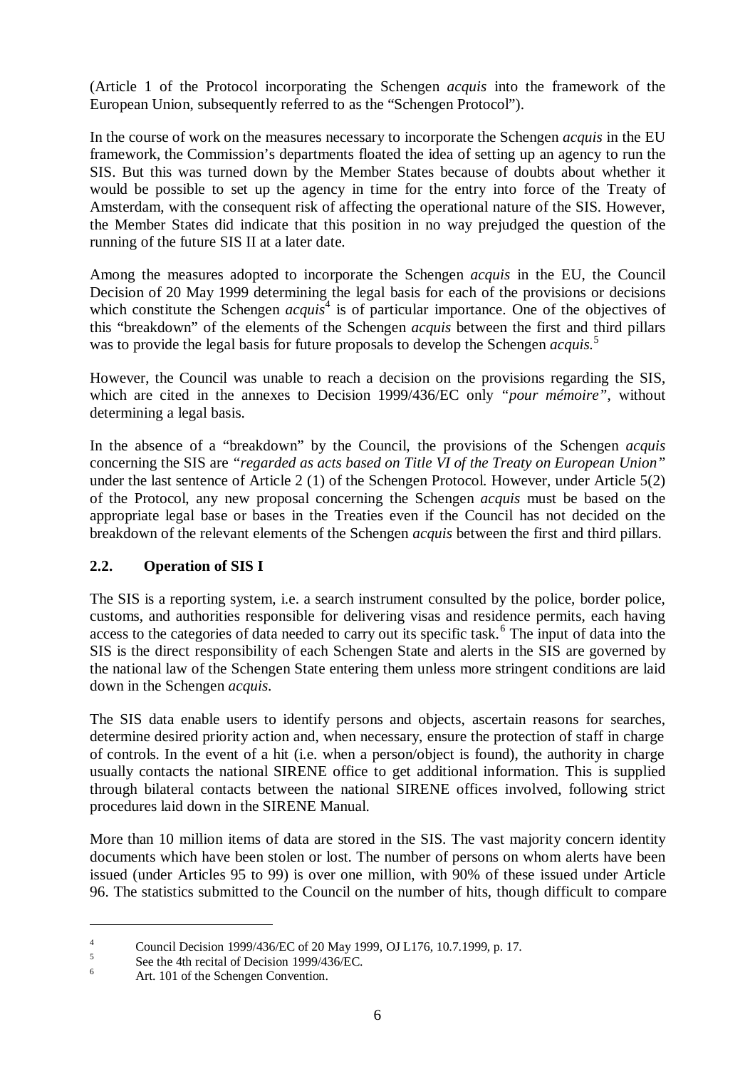(Article 1 of the Protocol incorporating the Schengen *acquis* into the framework of the European Union, subsequently referred to as the "Schengen Protocol").

In the course of work on the measures necessary to incorporate the Schengen *acquis* in the EU framework, the Commission's departments floated the idea of setting up an agency to run the SIS. But this was turned down by the Member States because of doubts about whether it would be possible to set up the agency in time for the entry into force of the Treaty of Amsterdam, with the consequent risk of affecting the operational nature of the SIS. However, the Member States did indicate that this position in no way prejudged the question of the running of the future SIS II at a later date.

Among the measures adopted to incorporate the Schengen *acquis* in the EU, the Council Decision of 20 May 1999 determining the legal basis for each of the provisions or decisions which constitute the Schengen *acquis*[4] is of particular importance. One of the objectives of this "breakdown" of the elements of the Schengen *acquis* between the first and third pillars was to provide the legal basis for future proposals to develop the Schengen *acquis*.[5]

However, the Council was unable to reach a decision on the provisions regarding the SIS, which are cited in the annexes to Decision 1999/436/EC only *"pour mémoire"*, without determining a legal basis.

In the absence of a "breakdown" by the Council, the provisions of the Schengen *acquis* concerning the SIS are *"regarded as acts based on Title VI of the Treaty on European Union"* under the last sentence of Article 2 (1) of the Schengen Protocol. However, under Article 5(2) of the Protocol, any new proposal concerning the Schengen *acquis* must be based on the appropriate legal base or bases in the Treaties even if the Council has not decided on the breakdown of the relevant elements of the Schengen *acquis* between the first and third pillars.

### 2.2. Operation of SIS I

The SIS is a reporting system, i.e. a search instrument consulted by the police, border police, customs, and authorities responsible for delivering visas and residence permits, each having access to the categories of data needed to carry out its specific task.[6] The input of data into the SIS is the direct responsibility of each Schengen State and alerts in the SIS are governed by the national law of the Schengen State entering them unless more stringent conditions are laid down in the Schengen *acquis*.

The SIS data enable users to identify persons and objects, ascertain reasons for searches, determine desired priority action and, when necessary, ensure the protection of staff in charge of controls. In the event of a hit (i.e. when a person/object is found), the authority in charge usually contacts the national SIRENE office to get additional information. This is supplied through bilateral contacts between the national SIRENE offices involved, following strict procedures laid down in the SIRENE Manual.

More than 10 million items of data are stored in the SIS. The vast majority concern identity documents which have been stolen or lost. The number of persons on whom alerts have been issued (under Articles 95 to 99) is over one million, with 90% of these issued under Article 96. The statistics submitted to the Council on the number of hits, though difficult to compare

---

[4] Council Decision 1999/436/EC of 20 May 1999, OJ L176, 10.7.1999, p. 17.

[5] See the 4th recital of Decision 1999/436/EC.

[6] Art. 101 of the Schengen Convention.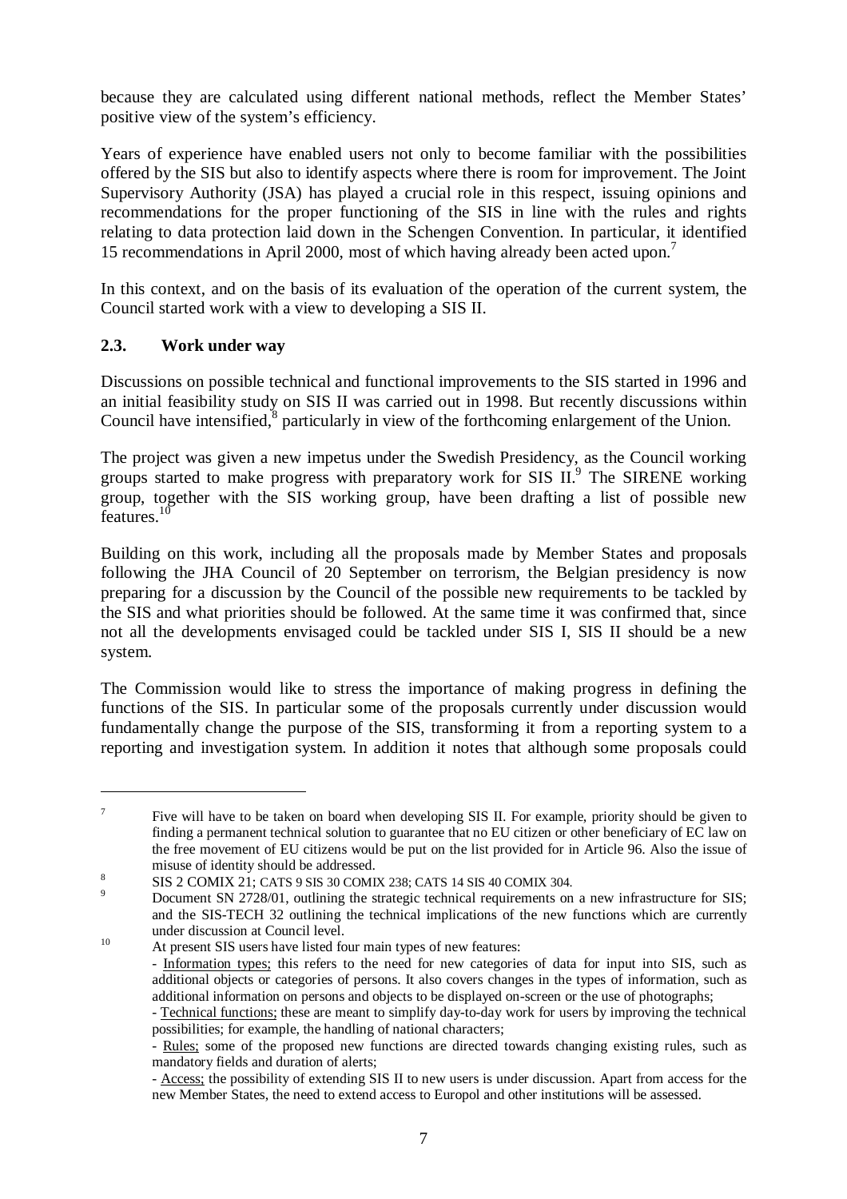because they are calculated using different national methods, reflect the Member States' positive view of the system's efficiency.

Years of experience have enabled users not only to become familiar with the possibilities offered by the SIS but also to identify aspects where there is room for improvement. The Joint Supervisory Authority (JSA) has played a crucial role in this respect, issuing opinions and recommendations for the proper functioning of the SIS in line with the rules and rights relating to data protection laid down in the Schengen Convention. In particular, it identified 15 recommendations in April 2000, most of which having already been acted upon.[7]

In this context, and on the basis of its evaluation of the operation of the current system, the Council started work with a view to developing a SIS II.

### 2.3. Work under way

Discussions on possible technical and functional improvements to the SIS started in 1996 and an initial feasibility study on SIS II was carried out in 1998. But recently discussions within Council have intensified,[8] particularly in view of the forthcoming enlargement of the Union.

The project was given a new impetus under the Swedish Presidency, as the Council working groups started to make progress with preparatory work for SIS II.[9] The SIRENE working group, together with the SIS working group, have been drafting a list of possible new features.[10]

Building on this work, including all the proposals made by Member States and proposals following the JHA Council of 20 September on terrorism, the Belgian presidency is now preparing for a discussion by the Council of the possible new requirements to be tackled by the SIS and what priorities should be followed. At the same time it was confirmed that, since not all the developments envisaged could be tackled under SIS I, SIS II should be a new system.

The Commission would like to stress the importance of making progress in defining the functions of the SIS. In particular some of the proposals currently under discussion would fundamentally change the purpose of the SIS, transforming it from a reporting system to a reporting and investigation system. In addition it notes that although some proposals could

---

[7] Five will have to be taken on board when developing SIS II. For example, priority should be given to finding a permanent technical solution to guarantee that no EU citizen or other beneficiary of EC law on the free movement of EU citizens would be put on the list provided for in Article 96. Also the issue of misuse of identity should be addressed.

[8] SIS 2 COMIX 21; CATS 9 SIS 30 COMIX 238; CATS 14 SIS 40 COMIX 304.

[9] Document SN 2728/01, outlining the strategic technical requirements on a new infrastructure for SIS; and the SIS-TECH 32 outlining the technical implications of the new functions which are currently under discussion at Council level.

[10] At present SIS users have listed four main types of new features:
- Information types; this refers to the need for new categories of data for input into SIS, such as additional objects or categories of persons. It also covers changes in the types of information, such as additional information on persons and objects to be displayed on-screen or the use of photographs;
- Technical functions; these are meant to simplify day-to-day work for users by improving the technical possibilities; for example, the handling of national characters;
- Rules; some of the proposed new functions are directed towards changing existing rules, such as mandatory fields and duration of alerts;
- Access; the possibility of extending SIS II to new users is under discussion. Apart from access for the new Member States, the need to extend access to Europol and other institutions will be assessed.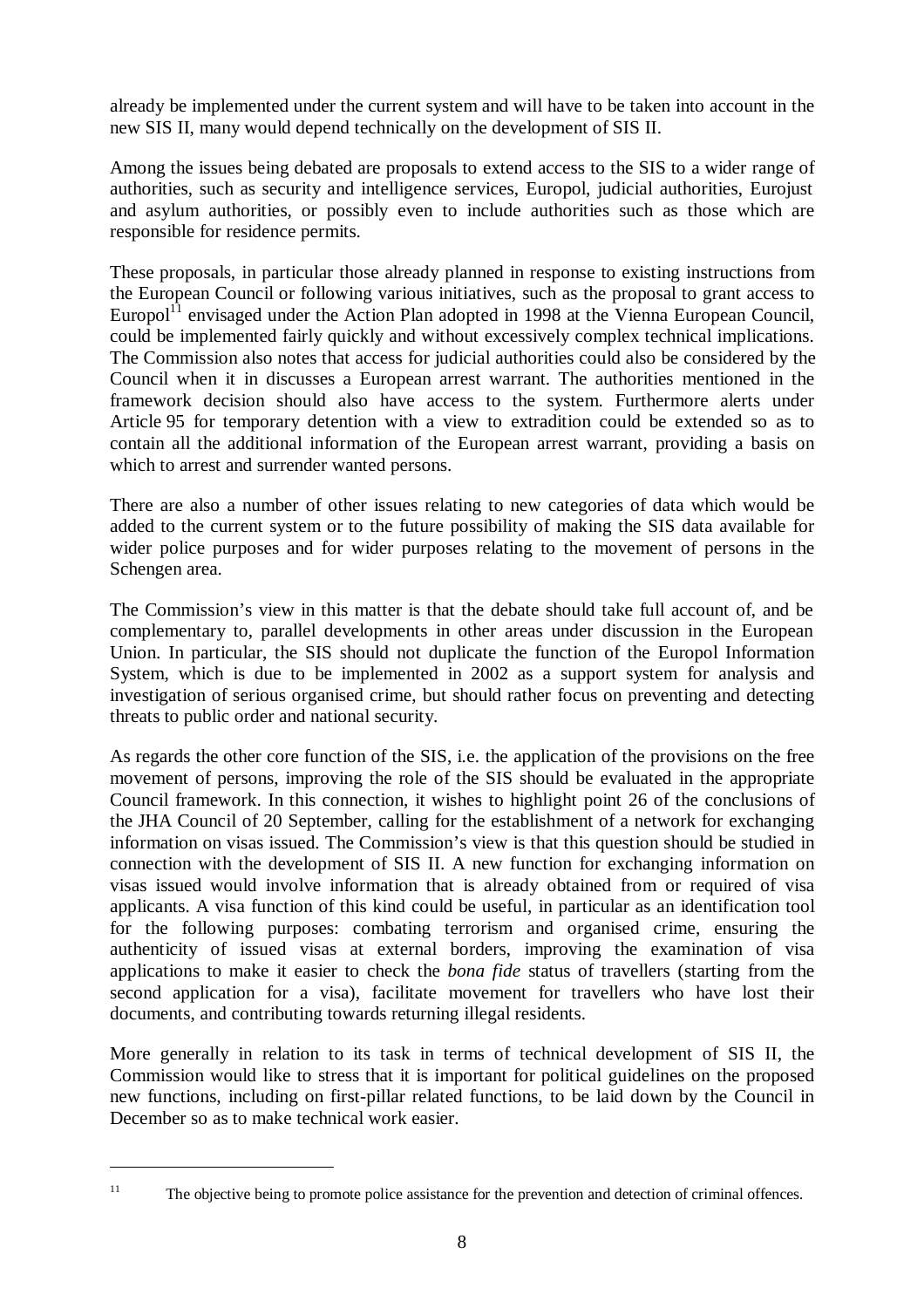already be implemented under the current system and will have to be taken into account in the new SIS II, many would depend technically on the development of SIS II.

Among the issues being debated are proposals to extend access to the SIS to a wider range of authorities, such as security and intelligence services, Europol, judicial authorities, Eurojust and asylum authorities, or possibly even to include authorities such as those which are responsible for residence permits.

These proposals, in particular those already planned in response to existing instructions from the European Council or following various initiatives, such as the proposal to grant access to Europol[11] envisaged under the Action Plan adopted in 1998 at the Vienna European Council, could be implemented fairly quickly and without excessively complex technical implications. The Commission also notes that access for judicial authorities could also be considered by the Council when it in discusses a European arrest warrant. The authorities mentioned in the framework decision should also have access to the system. Furthermore alerts under Article 95 for temporary detention with a view to extradition could be extended so as to contain all the additional information of the European arrest warrant, providing a basis on which to arrest and surrender wanted persons.

There are also a number of other issues relating to new categories of data which would be added to the current system or to the future possibility of making the SIS data available for wider police purposes and for wider purposes relating to the movement of persons in the Schengen area.

The Commission's view in this matter is that the debate should take full account of, and be complementary to, parallel developments in other areas under discussion in the European Union. In particular, the SIS should not duplicate the function of the Europol Information System, which is due to be implemented in 2002 as a support system for analysis and investigation of serious organised crime, but should rather focus on preventing and detecting threats to public order and national security.

As regards the other core function of the SIS, i.e. the application of the provisions on the free movement of persons, improving the role of the SIS should be evaluated in the appropriate Council framework. In this connection, it wishes to highlight point 26 of the conclusions of the JHA Council of 20 September, calling for the establishment of a network for exchanging information on visas issued. The Commission's view is that this question should be studied in connection with the development of SIS II. A new function for exchanging information on visas issued would involve information that is already obtained from or required of visa applicants. A visa function of this kind could be useful, in particular as an identification tool for the following purposes: combating terrorism and organised crime, ensuring the authenticity of issued visas at external borders, improving the examination of visa applications to make it easier to check the *bona fide* status of travellers (starting from the second application for a visa), facilitate movement for travellers who have lost their documents, and contributing towards returning illegal residents.

More generally in relation to its task in terms of technical development of SIS II, the Commission would like to stress that it is important for political guidelines on the proposed new functions, including on first-pillar related functions, to be laid down by the Council in December so as to make technical work easier.

---

[11] The objective being to promote police assistance for the prevention and detection of criminal offences.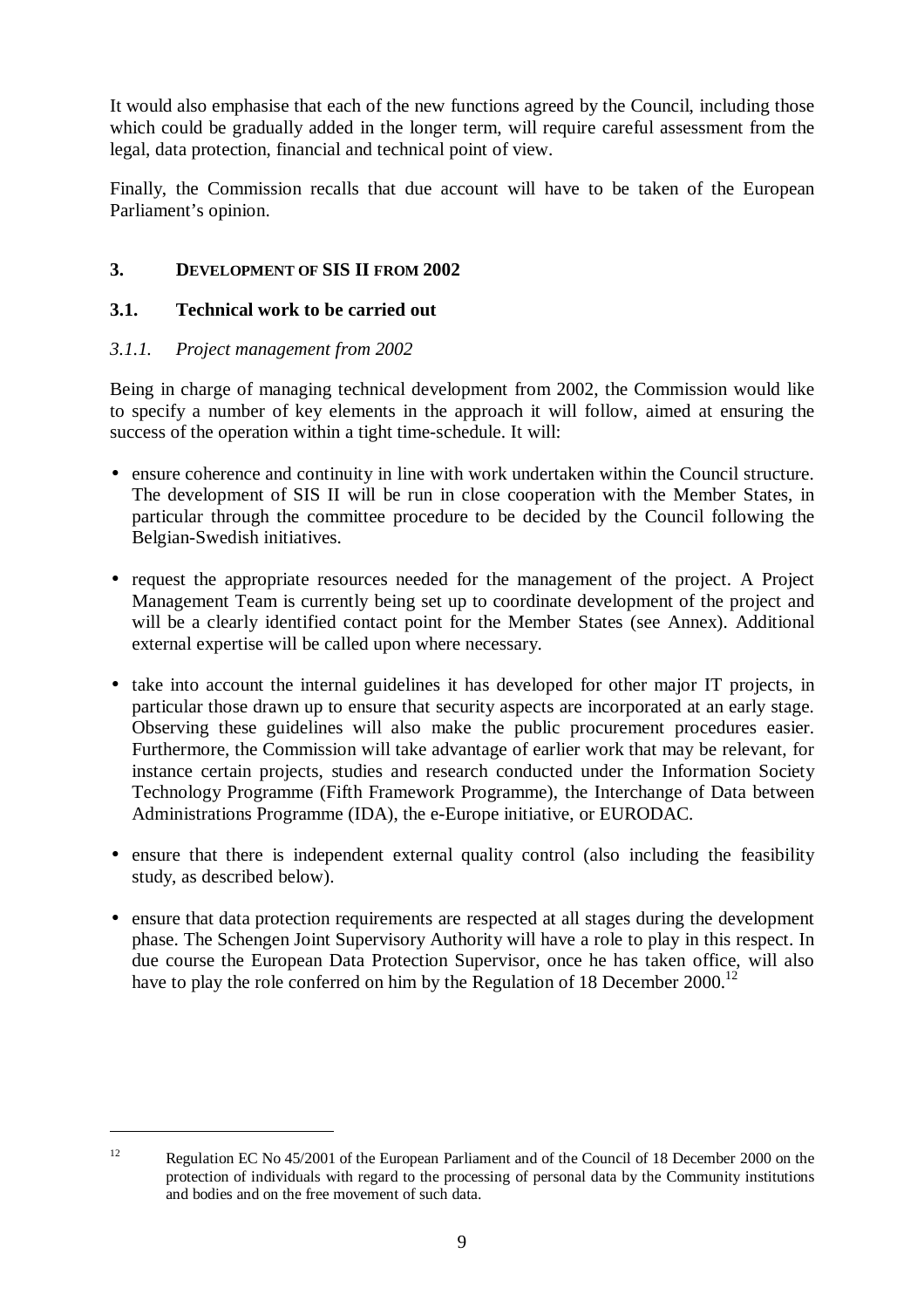It would also emphasise that each of the new functions agreed by the Council, including those which could be gradually added in the longer term, will require careful assessment from the legal, data protection, financial and technical point of view.

Finally, the Commission recalls that due account will have to be taken of the European Parliament's opinion.

## 3. DEVELOPMENT OF SIS II FROM 2002

### 3.1. Technical work to be carried out

#### *3.1.1. Project management from 2002*

Being in charge of managing technical development from 2002, the Commission would like to specify a number of key elements in the approach it will follow, aimed at ensuring the success of the operation within a tight time-schedule. It will:

- ensure coherence and continuity in line with work undertaken within the Council structure. The development of SIS II will be run in close cooperation with the Member States, in particular through the committee procedure to be decided by the Council following the Belgian-Swedish initiatives.
- request the appropriate resources needed for the management of the project. A Project Management Team is currently being set up to coordinate development of the project and will be a clearly identified contact point for the Member States (see Annex). Additional external expertise will be called upon where necessary.
- take into account the internal guidelines it has developed for other major IT projects, in particular those drawn up to ensure that security aspects are incorporated at an early stage. Observing these guidelines will also make the public procurement procedures easier. Furthermore, the Commission will take advantage of earlier work that may be relevant, for instance certain projects, studies and research conducted under the Information Society Technology Programme (Fifth Framework Programme), the Interchange of Data between Administrations Programme (IDA), the e-Europe initiative, or EURODAC.
- ensure that there is independent external quality control (also including the feasibility study, as described below).
- ensure that data protection requirements are respected at all stages during the development phase. The Schengen Joint Supervisory Authority will have a role to play in this respect. In due course the European Data Protection Supervisor, once he has taken office, will also have to play the role conferred on him by the Regulation of 18 December 2000.[12]

---

[12] Regulation EC No 45/2001 of the European Parliament and of the Council of 18 December 2000 on the protection of individuals with regard to the processing of personal data by the Community institutions and bodies and on the free movement of such data.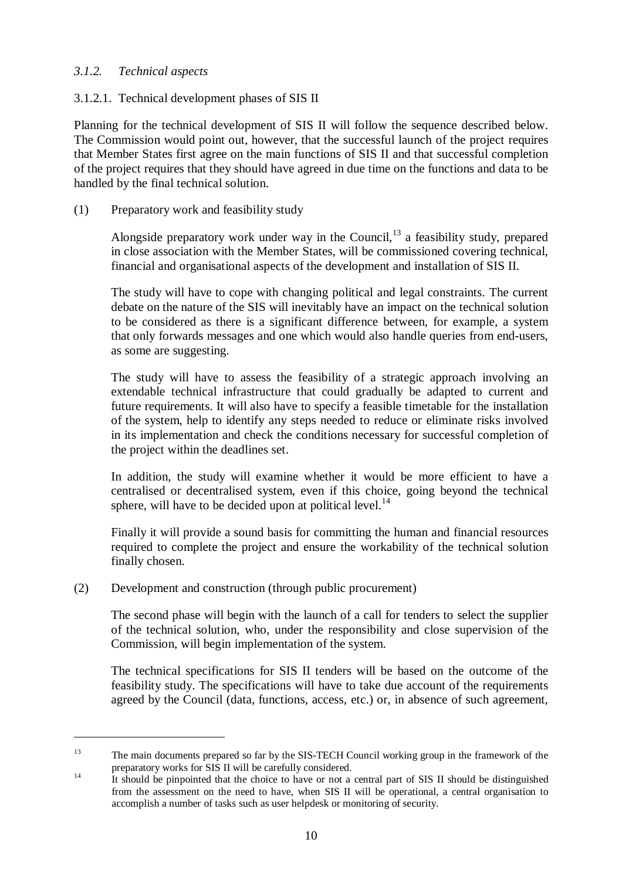### *3.1.2. Technical aspects*

#### 3.1.2.1. Technical development phases of SIS II

Planning for the technical development of SIS II will follow the sequence described below. The Commission would point out, however, that the successful launch of the project requires that Member States first agree on the main functions of SIS II and that successful completion of the project requires that they should have agreed in due time on the functions and data to be handled by the final technical solution.

(1) Preparatory work and feasibility study

Alongside preparatory work under way in the Council,[13] a feasibility study, prepared in close association with the Member States, will be commissioned covering technical, financial and organisational aspects of the development and installation of SIS II.

The study will have to cope with changing political and legal constraints. The current debate on the nature of the SIS will inevitably have an impact on the technical solution to be considered as there is a significant difference between, for example, a system that only forwards messages and one which would also handle queries from end-users, as some are suggesting.

The study will have to assess the feasibility of a strategic approach involving an extendable technical infrastructure that could gradually be adapted to current and future requirements. It will also have to specify a feasible timetable for the installation of the system, help to identify any steps needed to reduce or eliminate risks involved in its implementation and check the conditions necessary for successful completion of the project within the deadlines set.

In addition, the study will examine whether it would be more efficient to have a centralised or decentralised system, even if this choice, going beyond the technical sphere, will have to be decided upon at political level.[14]

Finally it will provide a sound basis for committing the human and financial resources required to complete the project and ensure the workability of the technical solution finally chosen.

(2) Development and construction (through public procurement)

The second phase will begin with the launch of a call for tenders to select the supplier of the technical solution, who, under the responsibility and close supervision of the Commission, will begin implementation of the system.

The technical specifications for SIS II tenders will be based on the outcome of the feasibility study. The specifications will have to take due account of the requirements agreed by the Council (data, functions, access, etc.) or, in absence of such agreement,

---

[13] The main documents prepared so far by the SIS-TECH Council working group in the framework of the preparatory works for SIS II will be carefully considered.

[14] It should be pinpointed that the choice to have or not a central part of SIS II should be distinguished from the assessment on the need to have, when SIS II will be operational, a central organisation to accomplish a number of tasks such as user helpdesk or monitoring of security.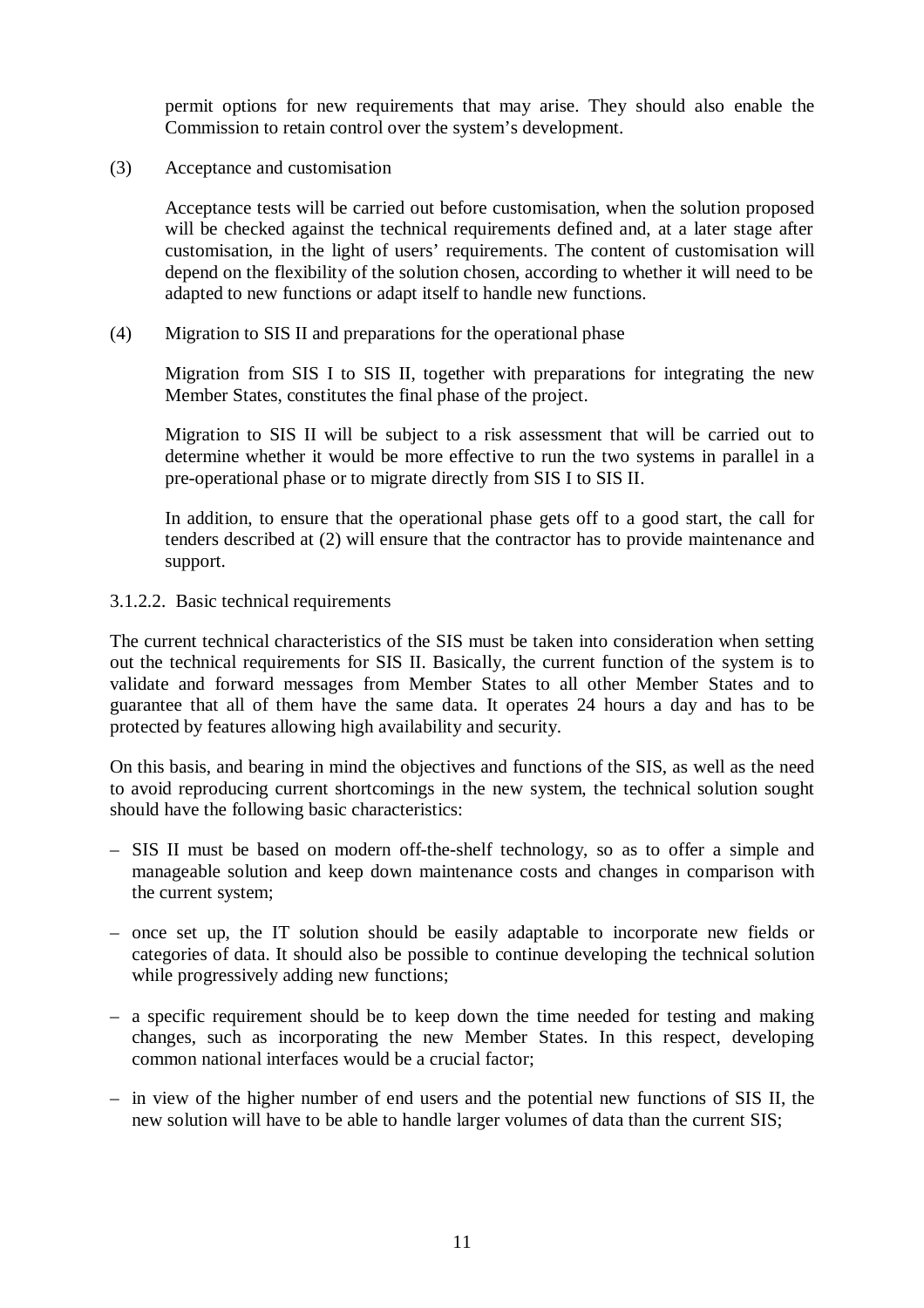permit options for new requirements that may arise. They should also enable the Commission to retain control over the system's development.

(3) Acceptance and customisation

Acceptance tests will be carried out before customisation, when the solution proposed will be checked against the technical requirements defined and, at a later stage after customisation, in the light of users' requirements. The content of customisation will depend on the flexibility of the solution chosen, according to whether it will need to be adapted to new functions or adapt itself to handle new functions.

(4) Migration to SIS II and preparations for the operational phase

Migration from SIS I to SIS II, together with preparations for integrating the new Member States, constitutes the final phase of the project.

Migration to SIS II will be subject to a risk assessment that will be carried out to determine whether it would be more effective to run the two systems in parallel in a pre-operational phase or to migrate directly from SIS I to SIS II.

In addition, to ensure that the operational phase gets off to a good start, the call for tenders described at (2) will ensure that the contractor has to provide maintenance and support.

#### 3.1.2.2. Basic technical requirements

The current technical characteristics of the SIS must be taken into consideration when setting out the technical requirements for SIS II. Basically, the current function of the system is to validate and forward messages from Member States to all other Member States and to guarantee that all of them have the same data. It operates 24 hours a day and has to be protected by features allowing high availability and security.

On this basis, and bearing in mind the objectives and functions of the SIS, as well as the need to avoid reproducing current shortcomings in the new system, the technical solution sought should have the following basic characteristics:

– SIS II must be based on modern off-the-shelf technology, so as to offer a simple and manageable solution and keep down maintenance costs and changes in comparison with the current system;

– once set up, the IT solution should be easily adaptable to incorporate new fields or categories of data. It should also be possible to continue developing the technical solution while progressively adding new functions;

– a specific requirement should be to keep down the time needed for testing and making changes, such as incorporating the new Member States. In this respect, developing common national interfaces would be a crucial factor;

– in view of the higher number of end users and the potential new functions of SIS II, the new solution will have to be able to handle larger volumes of data than the current SIS;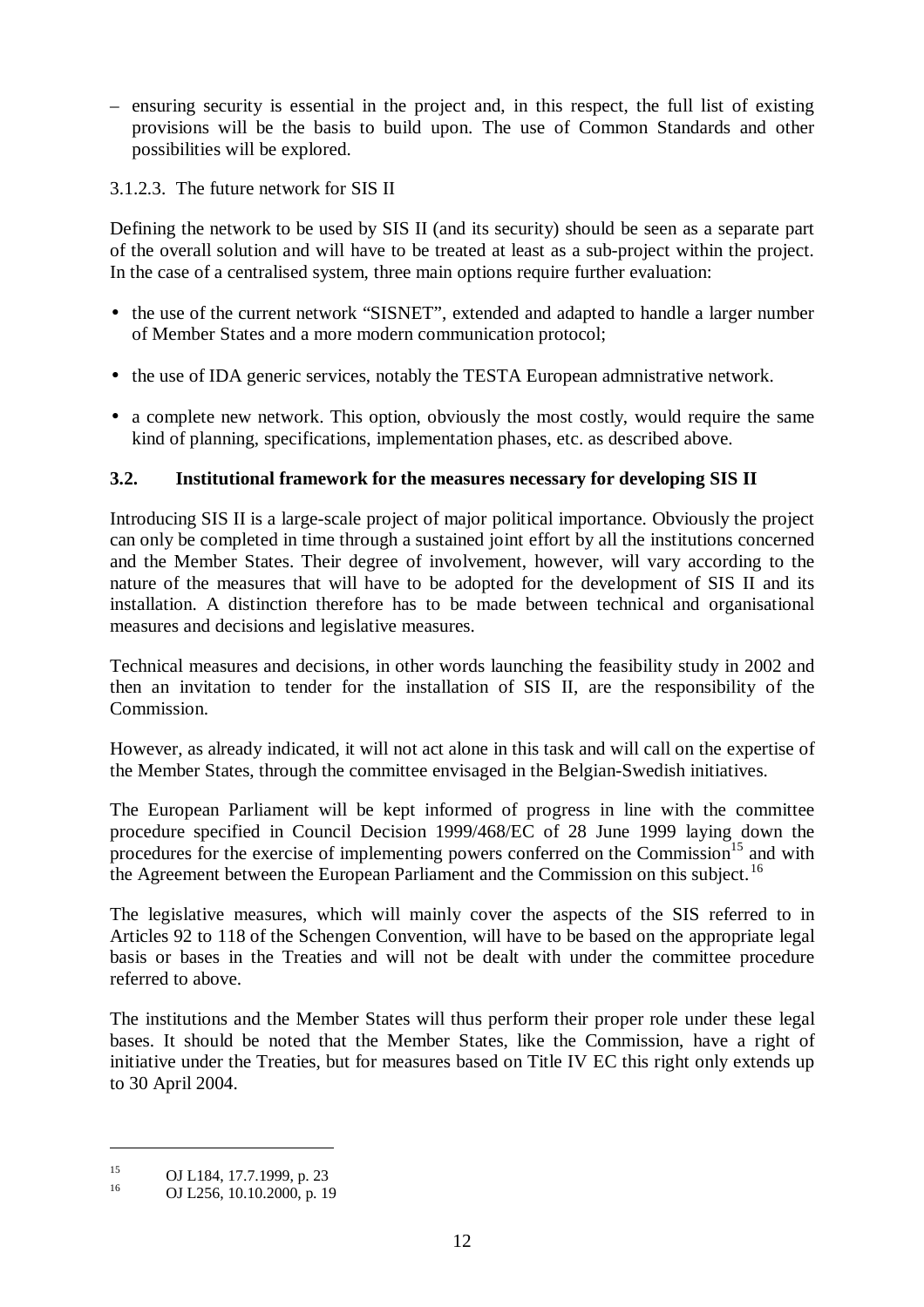– ensuring security is essential in the project and, in this respect, the full list of existing provisions will be the basis to build upon. The use of Common Standards and other possibilities will be explored.

3.1.2.3. The future network for SIS II

Defining the network to be used by SIS II (and its security) should be seen as a separate part of the overall solution and will have to be treated at least as a sub-project within the project. In the case of a centralised system, three main options require further evaluation:

- the use of the current network "SISNET", extended and adapted to handle a larger number of Member States and a more modern communication protocol;
- the use of IDA generic services, notably the TESTA European admnistrative network.
- a complete new network. This option, obviously the most costly, would require the same kind of planning, specifications, implementation phases, etc. as described above.

### 3.2. Institutional framework for the measures necessary for developing SIS II

Introducing SIS II is a large-scale project of major political importance. Obviously the project can only be completed in time through a sustained joint effort by all the institutions concerned and the Member States. Their degree of involvement, however, will vary according to the nature of the measures that will have to be adopted for the development of SIS II and its installation. A distinction therefore has to be made between technical and organisational measures and decisions and legislative measures.

Technical measures and decisions, in other words launching the feasibility study in 2002 and then an invitation to tender for the installation of SIS II, are the responsibility of the Commission.

However, as already indicated, it will not act alone in this task and will call on the expertise of the Member States, through the committee envisaged in the Belgian-Swedish initiatives.

The European Parliament will be kept informed of progress in line with the committee procedure specified in Council Decision 1999/468/EC of 28 June 1999 laying down the procedures for the exercise of implementing powers conferred on the Commission[15] and with the Agreement between the European Parliament and the Commission on this subject.[16]

The legislative measures, which will mainly cover the aspects of the SIS referred to in Articles 92 to 118 of the Schengen Convention, will have to be based on the appropriate legal basis or bases in the Treaties and will not be dealt with under the committee procedure referred to above.

The institutions and the Member States will thus perform their proper role under these legal bases. It should be noted that the Member States, like the Commission, have a right of initiative under the Treaties, but for measures based on Title IV EC this right only extends up to 30 April 2004.

---

[15] OJ L184, 17.7.1999, p. 23

[16] OJ L256, 10.10.2000, p. 19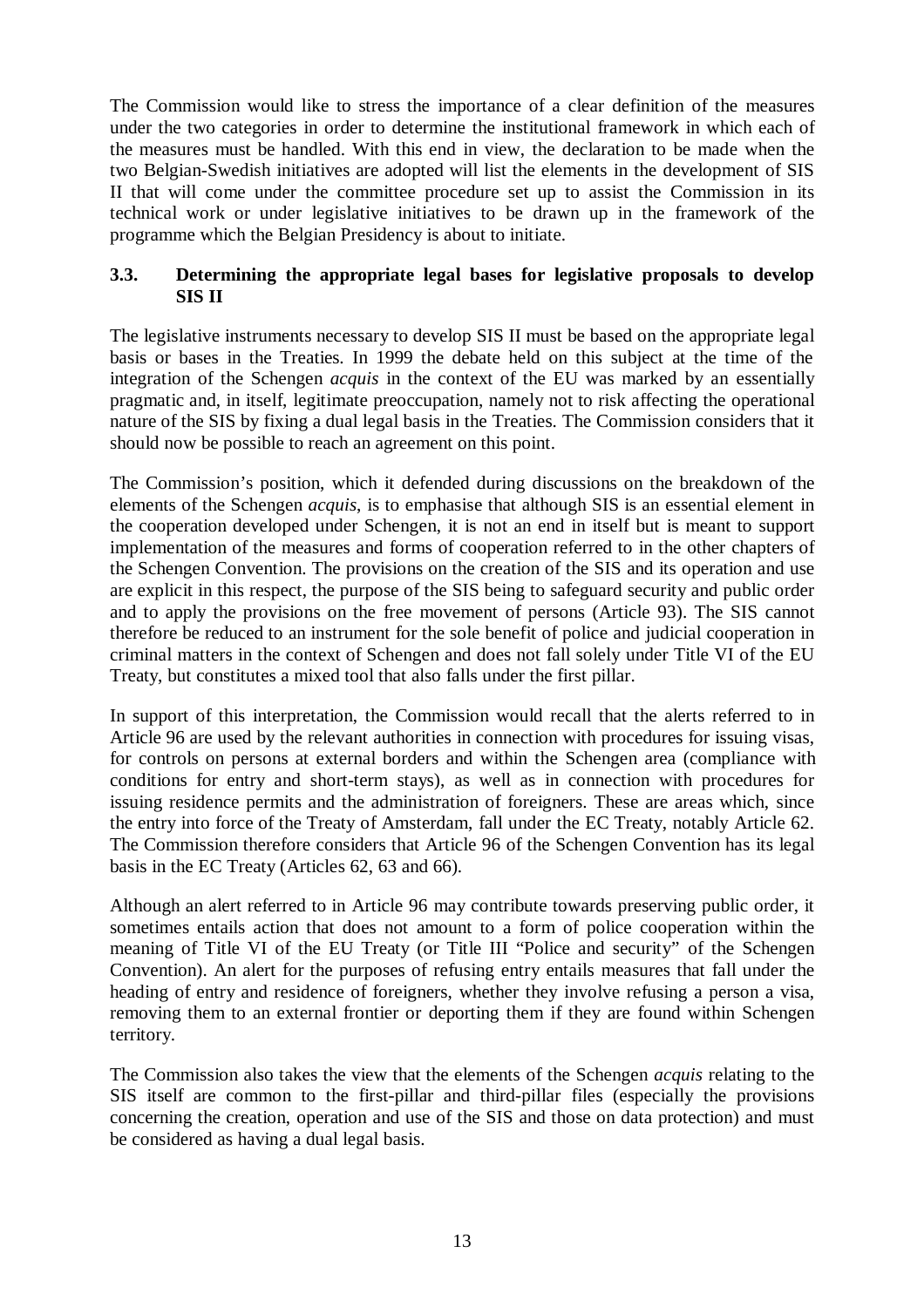The Commission would like to stress the importance of a clear definition of the measures under the two categories in order to determine the institutional framework in which each of the measures must be handled. With this end in view, the declaration to be made when the two Belgian-Swedish initiatives are adopted will list the elements in the development of SIS II that will come under the committee procedure set up to assist the Commission in its technical work or under legislative initiatives to be drawn up in the framework of the programme which the Belgian Presidency is about to initiate.

### 3.3. Determining the appropriate legal bases for legislative proposals to develop SIS II

The legislative instruments necessary to develop SIS II must be based on the appropriate legal basis or bases in the Treaties. In 1999 the debate held on this subject at the time of the integration of the Schengen *acquis* in the context of the EU was marked by an essentially pragmatic and, in itself, legitimate preoccupation, namely not to risk affecting the operational nature of the SIS by fixing a dual legal basis in the Treaties. The Commission considers that it should now be possible to reach an agreement on this point.

The Commission's position, which it defended during discussions on the breakdown of the elements of the Schengen *acquis*, is to emphasise that although SIS is an essential element in the cooperation developed under Schengen, it is not an end in itself but is meant to support implementation of the measures and forms of cooperation referred to in the other chapters of the Schengen Convention. The provisions on the creation of the SIS and its operation and use are explicit in this respect, the purpose of the SIS being to safeguard security and public order and to apply the provisions on the free movement of persons (Article 93). The SIS cannot therefore be reduced to an instrument for the sole benefit of police and judicial cooperation in criminal matters in the context of Schengen and does not fall solely under Title VI of the EU Treaty, but constitutes a mixed tool that also falls under the first pillar.

In support of this interpretation, the Commission would recall that the alerts referred to in Article 96 are used by the relevant authorities in connection with procedures for issuing visas, for controls on persons at external borders and within the Schengen area (compliance with conditions for entry and short-term stays), as well as in connection with procedures for issuing residence permits and the administration of foreigners. These are areas which, since the entry into force of the Treaty of Amsterdam, fall under the EC Treaty, notably Article 62. The Commission therefore considers that Article 96 of the Schengen Convention has its legal basis in the EC Treaty (Articles 62, 63 and 66).

Although an alert referred to in Article 96 may contribute towards preserving public order, it sometimes entails action that does not amount to a form of police cooperation within the meaning of Title VI of the EU Treaty (or Title III "Police and security" of the Schengen Convention). An alert for the purposes of refusing entry entails measures that fall under the heading of entry and residence of foreigners, whether they involve refusing a person a visa, removing them to an external frontier or deporting them if they are found within Schengen territory.

The Commission also takes the view that the elements of the Schengen *acquis* relating to the SIS itself are common to the first-pillar and third-pillar files (especially the provisions concerning the creation, operation and use of the SIS and those on data protection) and must be considered as having a dual legal basis.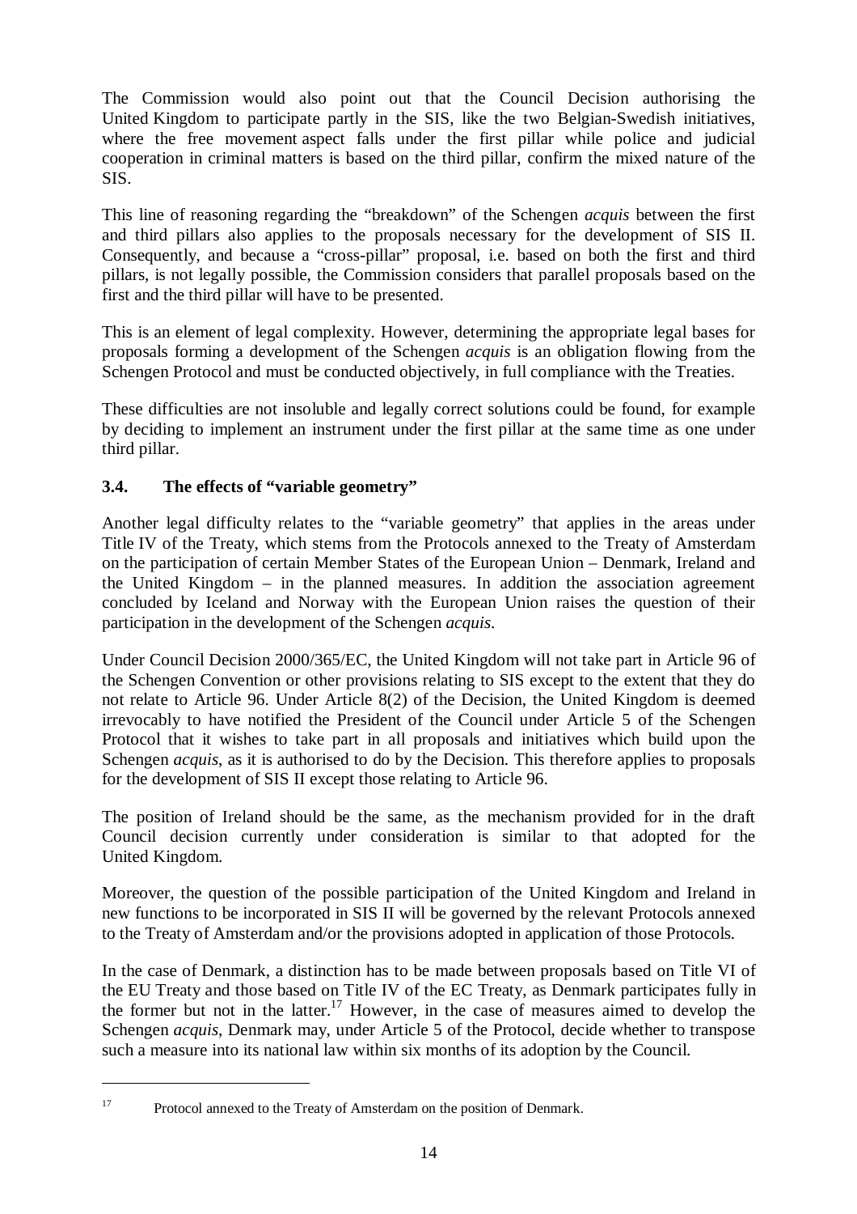The Commission would also point out that the Council Decision authorising the United Kingdom to participate partly in the SIS, like the two Belgian-Swedish initiatives, where the free movement aspect falls under the first pillar while police and judicial cooperation in criminal matters is based on the third pillar, confirm the mixed nature of the SIS.

This line of reasoning regarding the "breakdown" of the Schengen *acquis* between the first and third pillars also applies to the proposals necessary for the development of SIS II. Consequently, and because a "cross-pillar" proposal, i.e. based on both the first and third pillars, is not legally possible, the Commission considers that parallel proposals based on the first and the third pillar will have to be presented.

This is an element of legal complexity. However, determining the appropriate legal bases for proposals forming a development of the Schengen *acquis* is an obligation flowing from the Schengen Protocol and must be conducted objectively, in full compliance with the Treaties.

These difficulties are not insoluble and legally correct solutions could be found, for example by deciding to implement an instrument under the first pillar at the same time as one under third pillar.

### 3.4. The effects of "variable geometry"

Another legal difficulty relates to the "variable geometry" that applies in the areas under Title IV of the Treaty, which stems from the Protocols annexed to the Treaty of Amsterdam on the participation of certain Member States of the European Union – Denmark, Ireland and the United Kingdom – in the planned measures. In addition the association agreement concluded by Iceland and Norway with the European Union raises the question of their participation in the development of the Schengen *acquis*.

Under Council Decision 2000/365/EC, the United Kingdom will not take part in Article 96 of the Schengen Convention or other provisions relating to SIS except to the extent that they do not relate to Article 96. Under Article 8(2) of the Decision, the United Kingdom is deemed irrevocably to have notified the President of the Council under Article 5 of the Schengen Protocol that it wishes to take part in all proposals and initiatives which build upon the Schengen *acquis*, as it is authorised to do by the Decision. This therefore applies to proposals for the development of SIS II except those relating to Article 96.

The position of Ireland should be the same, as the mechanism provided for in the draft Council decision currently under consideration is similar to that adopted for the United Kingdom.

Moreover, the question of the possible participation of the United Kingdom and Ireland in new functions to be incorporated in SIS II will be governed by the relevant Protocols annexed to the Treaty of Amsterdam and/or the provisions adopted in application of those Protocols.

In the case of Denmark, a distinction has to be made between proposals based on Title VI of the EU Treaty and those based on Title IV of the EC Treaty, as Denmark participates fully in the former but not in the latter.[17] However, in the case of measures aimed to develop the Schengen *acquis*, Denmark may, under Article 5 of the Protocol, decide whether to transpose such a measure into its national law within six months of its adoption by the Council.

---

[17] Protocol annexed to the Treaty of Amsterdam on the position of Denmark.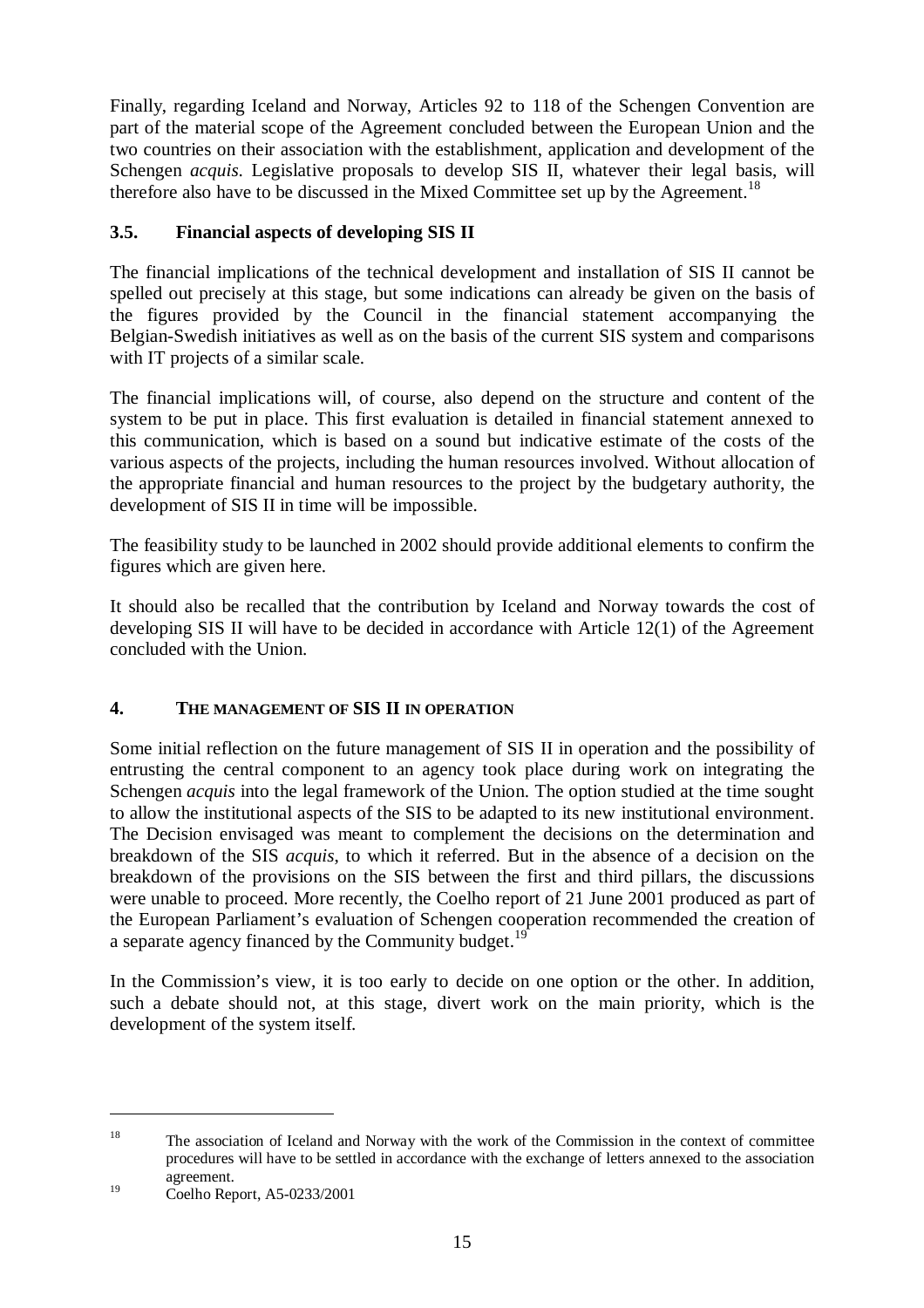Finally, regarding Iceland and Norway, Articles 92 to 118 of the Schengen Convention are part of the material scope of the Agreement concluded between the European Union and the two countries on their association with the establishment, application and development of the Schengen *acquis*. Legislative proposals to develop SIS II, whatever their legal basis, will therefore also have to be discussed in the Mixed Committee set up by the Agreement.[18]

### 3.5. Financial aspects of developing SIS II

The financial implications of the technical development and installation of SIS II cannot be spelled out precisely at this stage, but some indications can already be given on the basis of the figures provided by the Council in the financial statement accompanying the Belgian-Swedish initiatives as well as on the basis of the current SIS system and comparisons with IT projects of a similar scale.

The financial implications will, of course, also depend on the structure and content of the system to be put in place. This first evaluation is detailed in financial statement annexed to this communication, which is based on a sound but indicative estimate of the costs of the various aspects of the projects, including the human resources involved. Without allocation of the appropriate financial and human resources to the project by the budgetary authority, the development of SIS II in time will be impossible.

The feasibility study to be launched in 2002 should provide additional elements to confirm the figures which are given here.

It should also be recalled that the contribution by Iceland and Norway towards the cost of developing SIS II will have to be decided in accordance with Article 12(1) of the Agreement concluded with the Union.

## 4. THE MANAGEMENT OF SIS II IN OPERATION

Some initial reflection on the future management of SIS II in operation and the possibility of entrusting the central component to an agency took place during work on integrating the Schengen *acquis* into the legal framework of the Union. The option studied at the time sought to allow the institutional aspects of the SIS to be adapted to its new institutional environment. The Decision envisaged was meant to complement the decisions on the determination and breakdown of the SIS *acquis*, to which it referred. But in the absence of a decision on the breakdown of the provisions on the SIS between the first and third pillars, the discussions were unable to proceed. More recently, the Coelho report of 21 June 2001 produced as part of the European Parliament's evaluation of Schengen cooperation recommended the creation of a separate agency financed by the Community budget.[19]

In the Commission's view, it is too early to decide on one option or the other. In addition, such a debate should not, at this stage, divert work on the main priority, which is the development of the system itself.

---

[18] The association of Iceland and Norway with the work of the Commission in the context of committee procedures will have to be settled in accordance with the exchange of letters annexed to the association agreement.

[19] Coelho Report, A5-0233/2001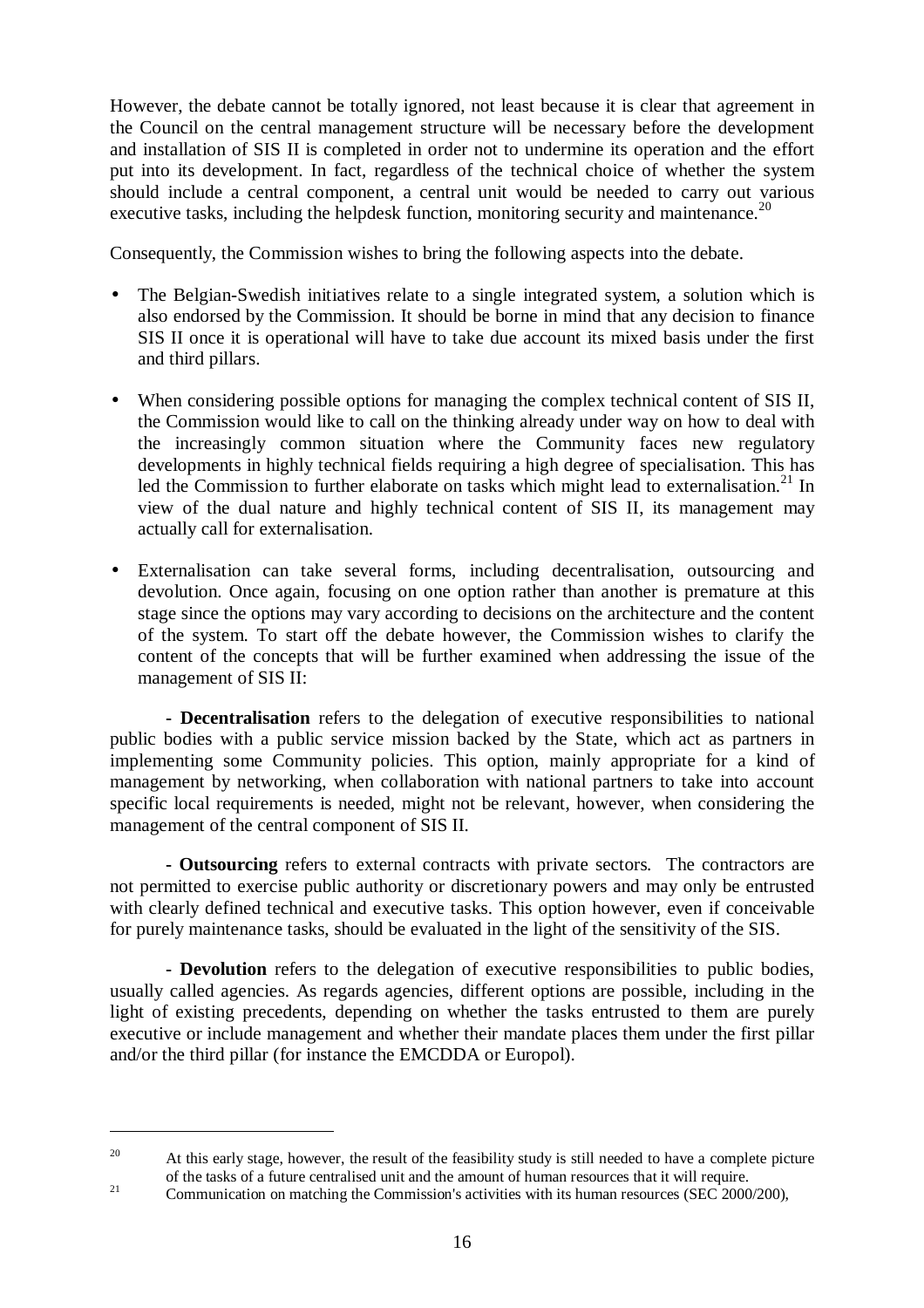However, the debate cannot be totally ignored, not least because it is clear that agreement in the Council on the central management structure will be necessary before the development and installation of SIS II is completed in order not to undermine its operation and the effort put into its development. In fact, regardless of the technical choice of whether the system should include a central component, a central unit would be needed to carry out various executive tasks, including the helpdesk function, monitoring security and maintenance.[20]

Consequently, the Commission wishes to bring the following aspects into the debate.

- The Belgian-Swedish initiatives relate to a single integrated system, a solution which is also endorsed by the Commission. It should be borne in mind that any decision to finance SIS II once it is operational will have to take due account its mixed basis under the first and third pillars.

- When considering possible options for managing the complex technical content of SIS II, the Commission would like to call on the thinking already under way on how to deal with the increasingly common situation where the Community faces new regulatory developments in highly technical fields requiring a high degree of specialisation. This has led the Commission to further elaborate on tasks which might lead to externalisation.[21] In view of the dual nature and highly technical content of SIS II, its management may actually call for externalisation.

- Externalisation can take several forms, including decentralisation, outsourcing and devolution. Once again, focusing on one option rather than another is premature at this stage since the options may vary according to decisions on the architecture and the content of the system. To start off the debate however, the Commission wishes to clarify the content of the concepts that will be further examined when addressing the issue of the management of SIS II:

- **Decentralisation** refers to the delegation of executive responsibilities to national public bodies with a public service mission backed by the State, which act as partners in implementing some Community policies. This option, mainly appropriate for a kind of management by networking, when collaboration with national partners to take into account specific local requirements is needed, might not be relevant, however, when considering the management of the central component of SIS II.

- **Outsourcing** refers to external contracts with private sectors. The contractors are not permitted to exercise public authority or discretionary powers and may only be entrusted with clearly defined technical and executive tasks. This option however, even if conceivable for purely maintenance tasks, should be evaluated in the light of the sensitivity of the SIS.

- **Devolution** refers to the delegation of executive responsibilities to public bodies, usually called agencies. As regards agencies, different options are possible, including in the light of existing precedents, depending on whether the tasks entrusted to them are purely executive or include management and whether their mandate places them under the first pillar and/or the third pillar (for instance the EMCDDA or Europol).

---

[20] At this early stage, however, the result of the feasibility study is still needed to have a complete picture of the tasks of a future centralised unit and the amount of human resources that it will require.

[21] Communication on matching the Commission's activities with its human resources (SEC 2000/200),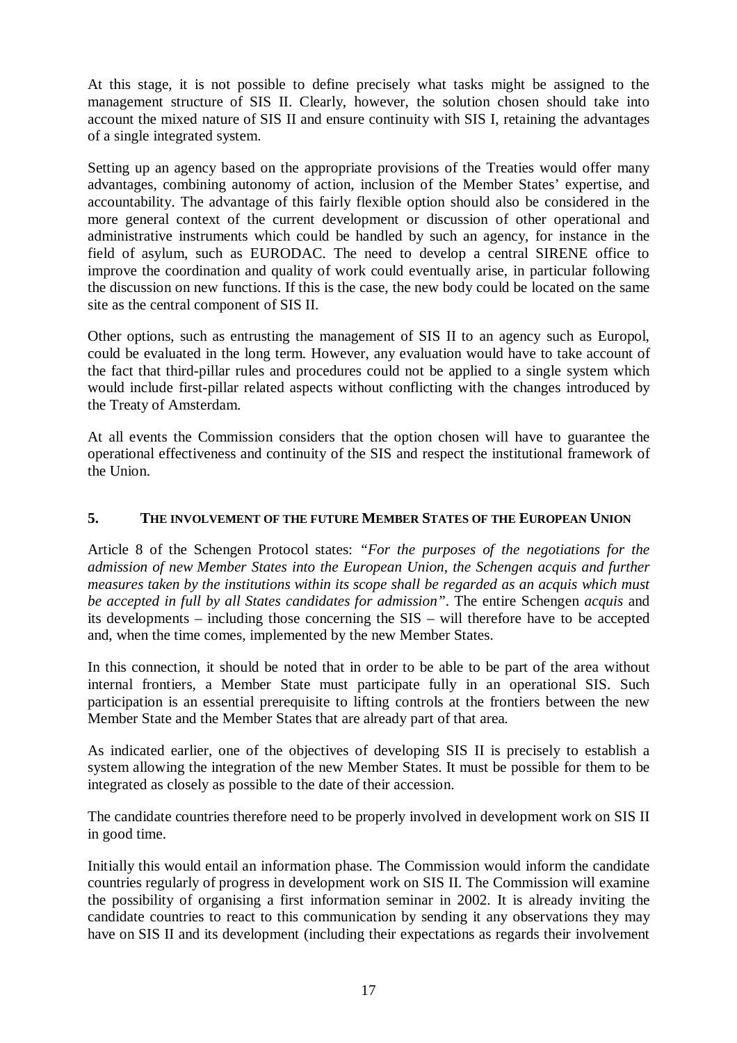At this stage, it is not possible to define precisely what tasks might be assigned to the management structure of SIS II. Clearly, however, the solution chosen should take into account the mixed nature of SIS II and ensure continuity with SIS I, retaining the advantages of a single integrated system.

Setting up an agency based on the appropriate provisions of the Treaties would offer many advantages, combining autonomy of action, inclusion of the Member States' expertise, and accountability. The advantage of this fairly flexible option should also be considered in the more general context of the current development or discussion of other operational and administrative instruments which could be handled by such an agency, for instance in the field of asylum, such as EURODAC. The need to develop a central SIRENE office to improve the coordination and quality of work could eventually arise, in particular following the discussion on new functions. If this is the case, the new body could be located on the same site as the central component of SIS II.

Other options, such as entrusting the management of SIS II to an agency such as Europol, could be evaluated in the long term. However, any evaluation would have to take account of the fact that third-pillar rules and procedures could not be applied to a single system which would include first-pillar related aspects without conflicting with the changes introduced by the Treaty of Amsterdam.

At all events the Commission considers that the option chosen will have to guarantee the operational effectiveness and continuity of the SIS and respect the institutional framework of the Union.

## 5. THE INVOLVEMENT OF THE FUTURE MEMBER STATES OF THE EUROPEAN UNION

Article 8 of the Schengen Protocol states: *"For the purposes of the negotiations for the admission of new Member States into the European Union, the Schengen acquis and further measures taken by the institutions within its scope shall be regarded as an acquis which must be accepted in full by all States candidates for admission"*. The entire Schengen *acquis* and its developments – including those concerning the SIS – will therefore have to be accepted and, when the time comes, implemented by the new Member States.

In this connection, it should be noted that in order to be able to be part of the area without internal frontiers, a Member State must participate fully in an operational SIS. Such participation is an essential prerequisite to lifting controls at the frontiers between the new Member State and the Member States that are already part of that area.

As indicated earlier, one of the objectives of developing SIS II is precisely to establish a system allowing the integration of the new Member States. It must be possible for them to be integrated as closely as possible to the date of their accession.

The candidate countries therefore need to be properly involved in development work on SIS II in good time.

Initially this would entail an information phase. The Commission would inform the candidate countries regularly of progress in development work on SIS II. The Commission will examine the possibility of organising a first information seminar in 2002. It is already inviting the candidate countries to react to this communication by sending it any observations they may have on SIS II and its development (including their expectations as regards their involvement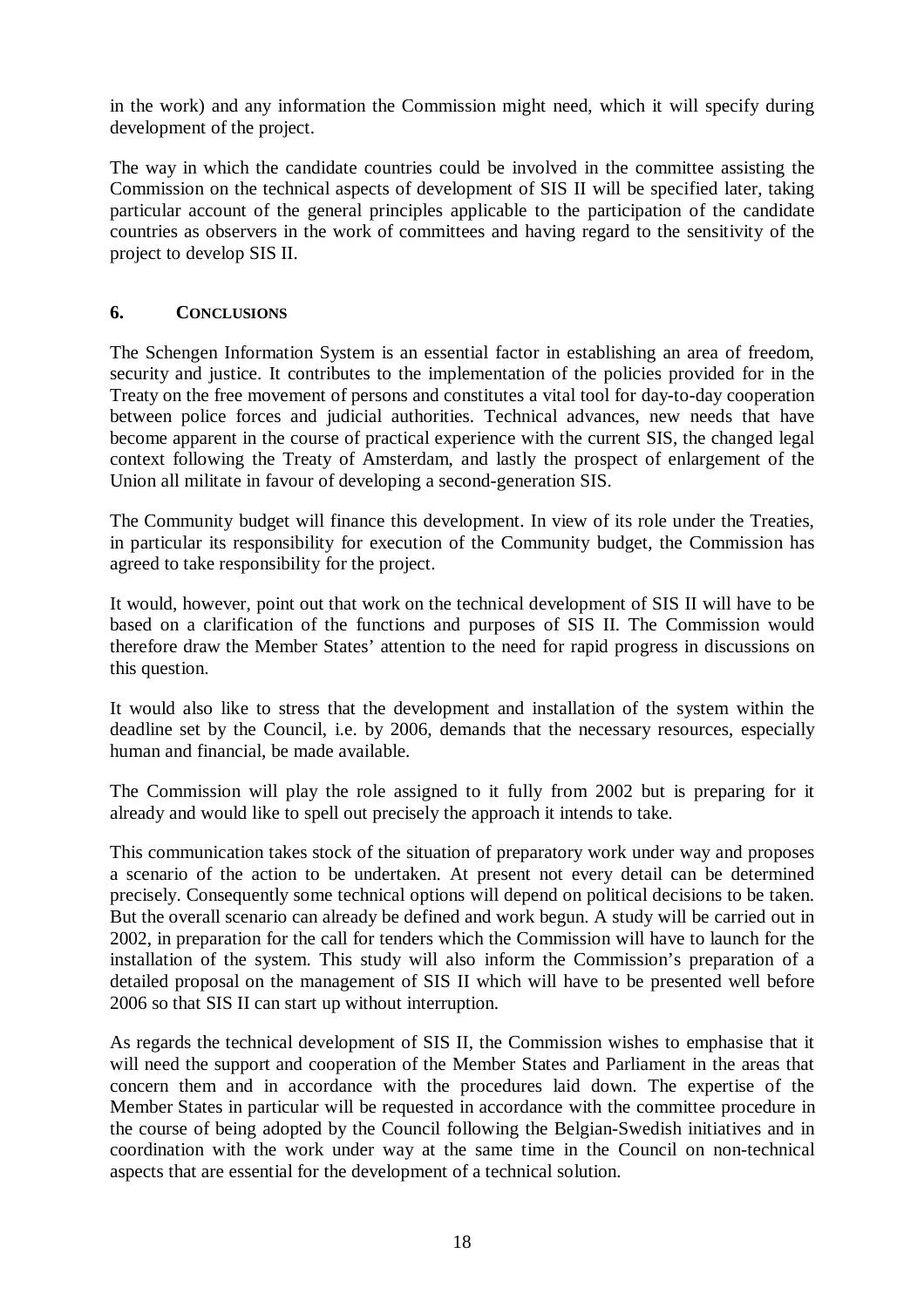in the work) and any information the Commission might need, which it will specify during development of the project.

The way in which the candidate countries could be involved in the committee assisting the Commission on the technical aspects of development of SIS II will be specified later, taking particular account of the general principles applicable to the participation of the candidate countries as observers in the work of committees and having regard to the sensitivity of the project to develop SIS II.

## 6. CONCLUSIONS

The Schengen Information System is an essential factor in establishing an area of freedom, security and justice. It contributes to the implementation of the policies provided for in the Treaty on the free movement of persons and constitutes a vital tool for day-to-day cooperation between police forces and judicial authorities. Technical advances, new needs that have become apparent in the course of practical experience with the current SIS, the changed legal context following the Treaty of Amsterdam, and lastly the prospect of enlargement of the Union all militate in favour of developing a second-generation SIS.

The Community budget will finance this development. In view of its role under the Treaties, in particular its responsibility for execution of the Community budget, the Commission has agreed to take responsibility for the project.

It would, however, point out that work on the technical development of SIS II will have to be based on a clarification of the functions and purposes of SIS II. The Commission would therefore draw the Member States' attention to the need for rapid progress in discussions on this question.

It would also like to stress that the development and installation of the system within the deadline set by the Council, i.e. by 2006, demands that the necessary resources, especially human and financial, be made available.

The Commission will play the role assigned to it fully from 2002 but is preparing for it already and would like to spell out precisely the approach it intends to take.

This communication takes stock of the situation of preparatory work under way and proposes a scenario of the action to be undertaken. At present not every detail can be determined precisely. Consequently some technical options will depend on political decisions to be taken. But the overall scenario can already be defined and work begun. A study will be carried out in 2002, in preparation for the call for tenders which the Commission will have to launch for the installation of the system. This study will also inform the Commission's preparation of a detailed proposal on the management of SIS II which will have to be presented well before 2006 so that SIS II can start up without interruption.

As regards the technical development of SIS II, the Commission wishes to emphasise that it will need the support and cooperation of the Member States and Parliament in the areas that concern them and in accordance with the procedures laid down. The expertise of the Member States in particular will be requested in accordance with the committee procedure in the course of being adopted by the Council following the Belgian-Swedish initiatives and in coordination with the work under way at the same time in the Council on non-technical aspects that are essential for the development of a technical solution.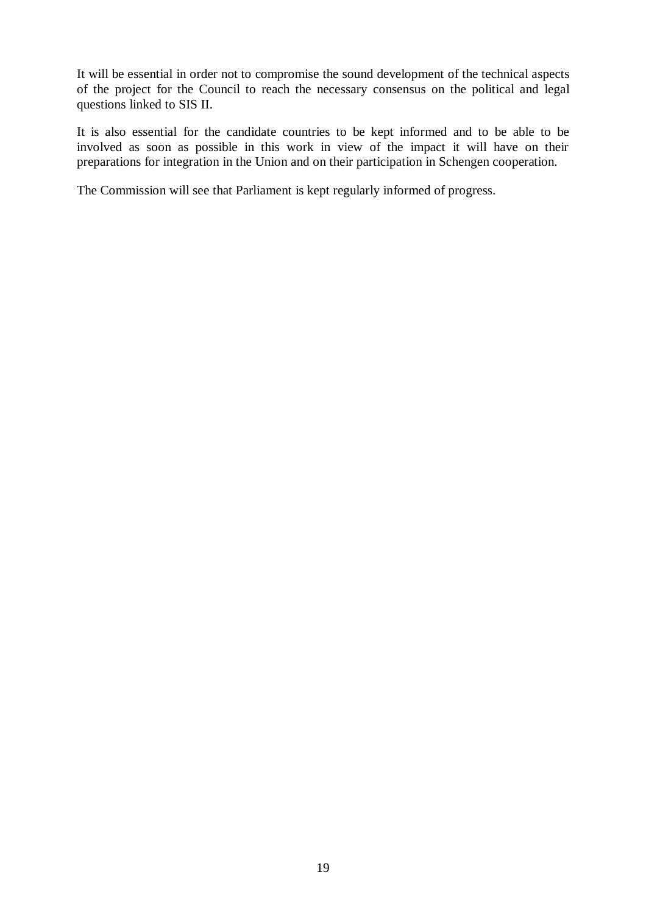It will be essential in order not to compromise the sound development of the technical aspects of the project for the Council to reach the necessary consensus on the political and legal questions linked to SIS II.

It is also essential for the candidate countries to be kept informed and to be able to be involved as soon as possible in this work in view of the impact it will have on their preparations for integration in the Union and on their participation in Schengen cooperation.

The Commission will see that Parliament is kept regularly informed of progress.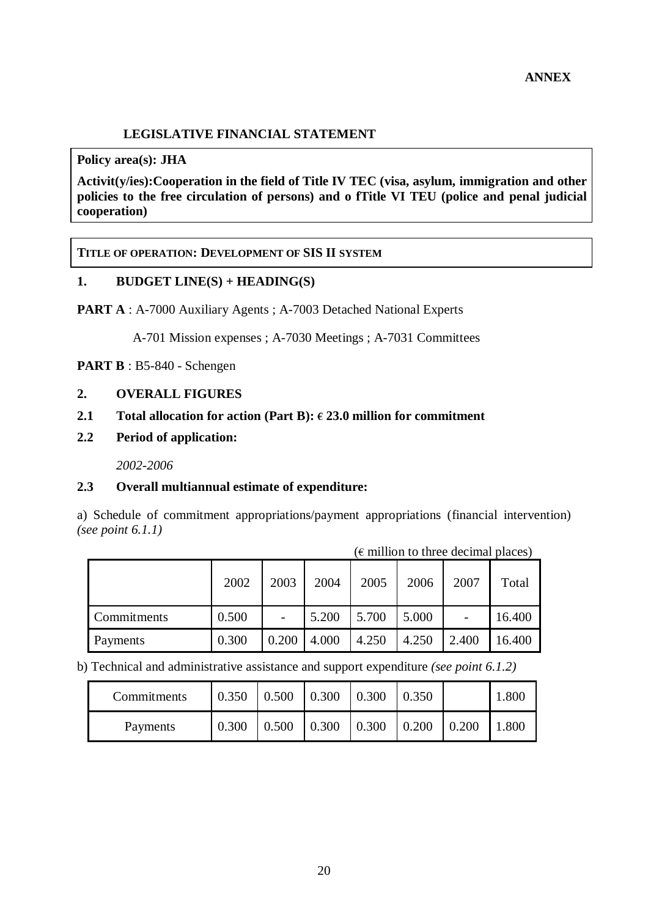**ANNEX**

## LEGISLATIVE FINANCIAL STATEMENT

**Policy area(s): JHA**

**Activit(y/ies):Cooperation in the field of Title IV TEC (visa, asylum, immigration and other policies to the free circulation of persons) and o fTitle VI TEU (police and penal judicial cooperation)**

**TITLE OF OPERATION: DEVELOPMENT OF SIS II SYSTEM**

### 1. BUDGET LINE(S) + HEADING(S)

**PART A** : A-7000 Auxiliary Agents ; A-7003 Detached National Experts

A-701 Mission expenses ; A-7030 Meetings ; A-7031 Committees

**PART B** : B5-840 - Schengen

### 2. OVERALL FIGURES

### 2.1 Total allocation for action (Part B): € 23.0 million for commitment

### 2.2 Period of application:

*2002-2006*

### 2.3 Overall multiannual estimate of expenditure:

a) Schedule of commitment appropriations/payment appropriations (financial intervention) *(see point 6.1.1)*

(€ million to three decimal places)

| | 2002 | 2003 | 2004 | 2005 | 2006 | 2007 | Total |
|---|---|---|---|---|---|---|---|
| Commitments | 0.500 | - | 5.200 | 5.700 | 5.000 | - | 16.400 |
| Payments | 0.300 | 0.200 | 4.000 | 4.250 | 4.250 | 2.400 | 16.400 |

b) Technical and administrative assistance and support expenditure *(see point 6.1.2)*

| | | | | | | | |
|---|---|---|---|---|---|---|---|
| Commitments | 0.350 | 0.500 | 0.300 | 0.300 | 0.350 | | 1.800 |
| Payments | 0.300 | 0.500 | 0.300 | 0.300 | 0.200 | 0.200 | 1.800 |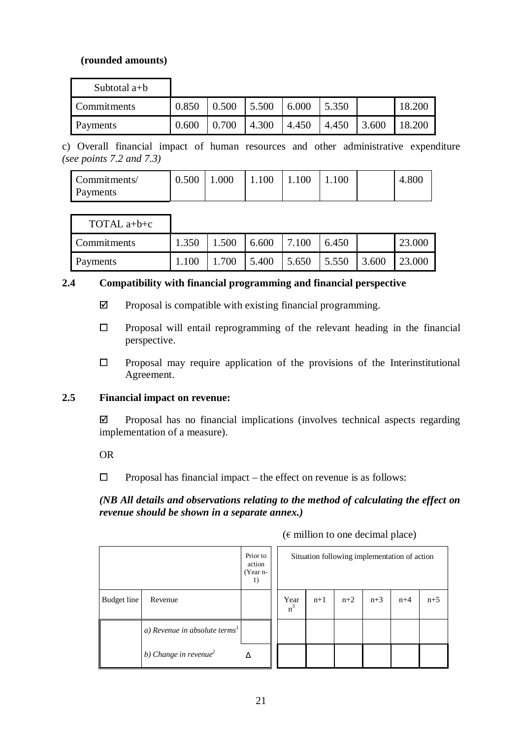**(rounded amounts)**

| Subtotal a+b | | | | | | | |
|---|---|---|---|---|---|---|---|
| Commitments | 0.850 | 0.500 | 5.500 | 6.000 | 5.350 | | 18.200 |
| Payments | 0.600 | 0.700 | 4.300 | 4.450 | 4.450 | 3.600 | 18.200 |

c) Overall financial impact of human resources and other administrative expenditure *(see points 7.2 and 7.3)*

| | | | | | | | |
|---|---|---|---|---|---|---|---|
| Commitments/ Payments | 0.500 | 1.000 | 1.100 | 1.100 | 1.100 | | 4.800 |

| TOTAL a+b+c | | | | | | | |
|---|---|---|---|---|---|---|---|
| Commitments | 1.350 | 1.500 | 6.600 | 7.100 | 6.450 | | 23.000 |
| Payments | 1.100 | 1.700 | 5.400 | 5.650 | 5.550 | 3.600 | 23.000 |

**2.4 Compatibility with financial programming and financial perspective**

☑ Proposal is compatible with existing financial programming.

☐ Proposal will entail reprogramming of the relevant heading in the financial perspective.

☐ Proposal may require application of the provisions of the Interinstitutional Agreement.

**2.5 Financial impact on revenue:**

☑ Proposal has no financial implications (involves technical aspects regarding implementation of a measure).

OR

☐ Proposal has financial impact – the effect on revenue is as follows:

***(NB All details and observations relating to the method of calculating the effect on revenue should be shown in a separate annex.)***

(€ million to one decimal place)

| | | Prior to action (Year n-1) | Situation following implementation of action | | | | | |
|---|---|---|---|---|---|---|---|---|
| Budget line | Revenue | | Year n[3] | n+1 | n+2 | n+3 | n+4 | n+5 |
| | *a) Revenue in absolute terms[1]* | | | | | | | |
| | *b) Change in revenue[2]* | Δ | | | | | | |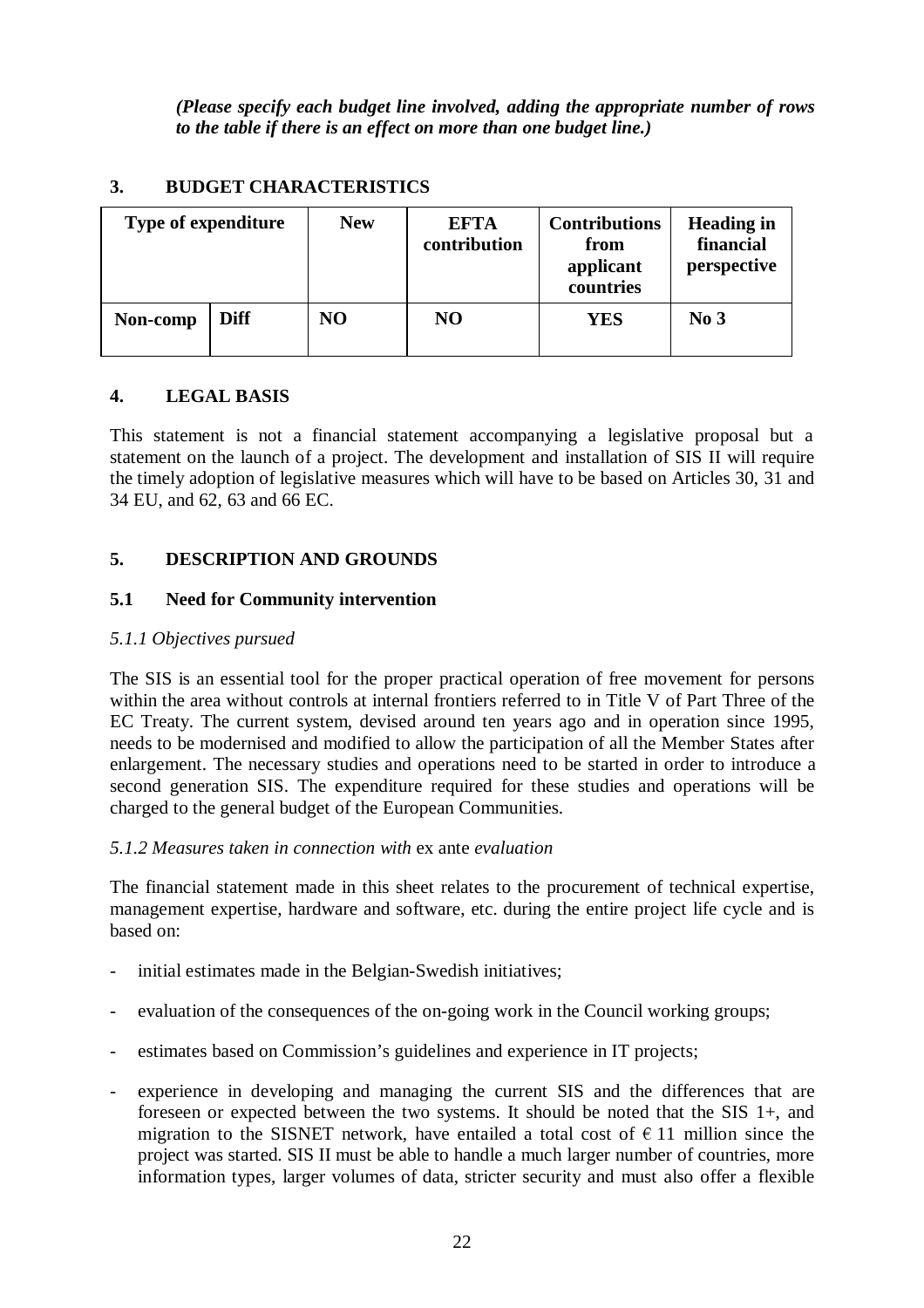*(Please specify each budget line involved, adding the appropriate number of rows to the table if there is an effect on more than one budget line.)*

## 3. BUDGET CHARACTERISTICS

| Type of expenditure | | New | EFTA contribution | Contributions from applicant countries | Heading in financial perspective |
|---|---|---|---|---|---|
| **Non-comp** | **Diff** | **NO** | **NO** | **YES** | **No 3** |

## 4. LEGAL BASIS

This statement is not a financial statement accompanying a legislative proposal but a statement on the launch of a project. The development and installation of SIS II will require the timely adoption of legislative measures which will have to be based on Articles 30, 31 and 34 EU, and 62, 63 and 66 EC.

## 5. DESCRIPTION AND GROUNDS

### 5.1 Need for Community intervention

*5.1.1 Objectives pursued*

The SIS is an essential tool for the proper practical operation of free movement for persons within the area without controls at internal frontiers referred to in Title V of Part Three of the EC Treaty. The current system, devised around ten years ago and in operation since 1995, needs to be modernised and modified to allow the participation of all the Member States after enlargement. The necessary studies and operations need to be started in order to introduce a second generation SIS. The expenditure required for these studies and operations will be charged to the general budget of the European Communities.

*5.1.2 Measures taken in connection with* ex ante *evaluation*

The financial statement made in this sheet relates to the procurement of technical expertise, management expertise, hardware and software, etc. during the entire project life cycle and is based on:

- initial estimates made in the Belgian-Swedish initiatives;
- evaluation of the consequences of the on-going work in the Council working groups;
- estimates based on Commission's guidelines and experience in IT projects;
- experience in developing and managing the current SIS and the differences that are foreseen or expected between the two systems. It should be noted that the SIS 1+, and migration to the SISNET network, have entailed a total cost of € 11 million since the project was started. SIS II must be able to handle a much larger number of countries, more information types, larger volumes of data, stricter security and must also offer a flexible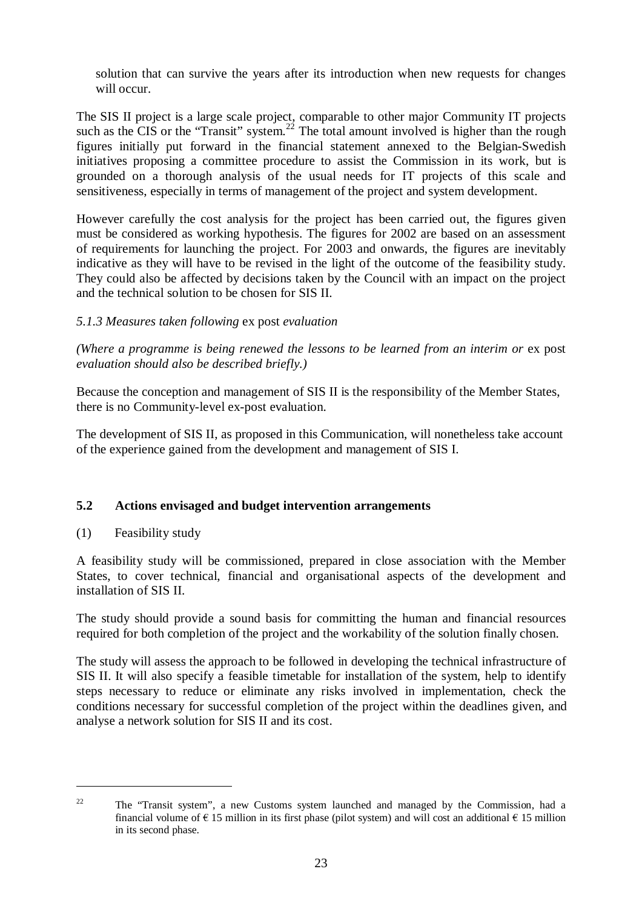solution that can survive the years after its introduction when new requests for changes will occur.

The SIS II project is a large scale project, comparable to other major Community IT projects such as the CIS or the "Transit" system.[22] The total amount involved is higher than the rough figures initially put forward in the financial statement annexed to the Belgian-Swedish initiatives proposing a committee procedure to assist the Commission in its work, but is grounded on a thorough analysis of the usual needs for IT projects of this scale and sensitiveness, especially in terms of management of the project and system development.

However carefully the cost analysis for the project has been carried out, the figures given must be considered as working hypothesis. The figures for 2002 are based on an assessment of requirements for launching the project. For 2003 and onwards, the figures are inevitably indicative as they will have to be revised in the light of the outcome of the feasibility study. They could also be affected by decisions taken by the Council with an impact on the project and the technical solution to be chosen for SIS II.

*5.1.3 Measures taken following* ex post *evaluation*

*(Where a programme is being renewed the lessons to be learned from an interim or* ex post *evaluation should also be described briefly.)*

Because the conception and management of SIS II is the responsibility of the Member States, there is no Community-level ex-post evaluation.

The development of SIS II, as proposed in this Communication, will nonetheless take account of the experience gained from the development and management of SIS I.

## 5.2 Actions envisaged and budget intervention arrangements

(1) Feasibility study

A feasibility study will be commissioned, prepared in close association with the Member States, to cover technical, financial and organisational aspects of the development and installation of SIS II.

The study should provide a sound basis for committing the human and financial resources required for both completion of the project and the workability of the solution finally chosen.

The study will assess the approach to be followed in developing the technical infrastructure of SIS II. It will also specify a feasible timetable for installation of the system, help to identify steps necessary to reduce or eliminate any risks involved in implementation, check the conditions necessary for successful completion of the project within the deadlines given, and analyse a network solution for SIS II and its cost.

---

[22] The "Transit system", a new Customs system launched and managed by the Commission, had a financial volume of € 15 million in its first phase (pilot system) and will cost an additional € 15 million in its second phase.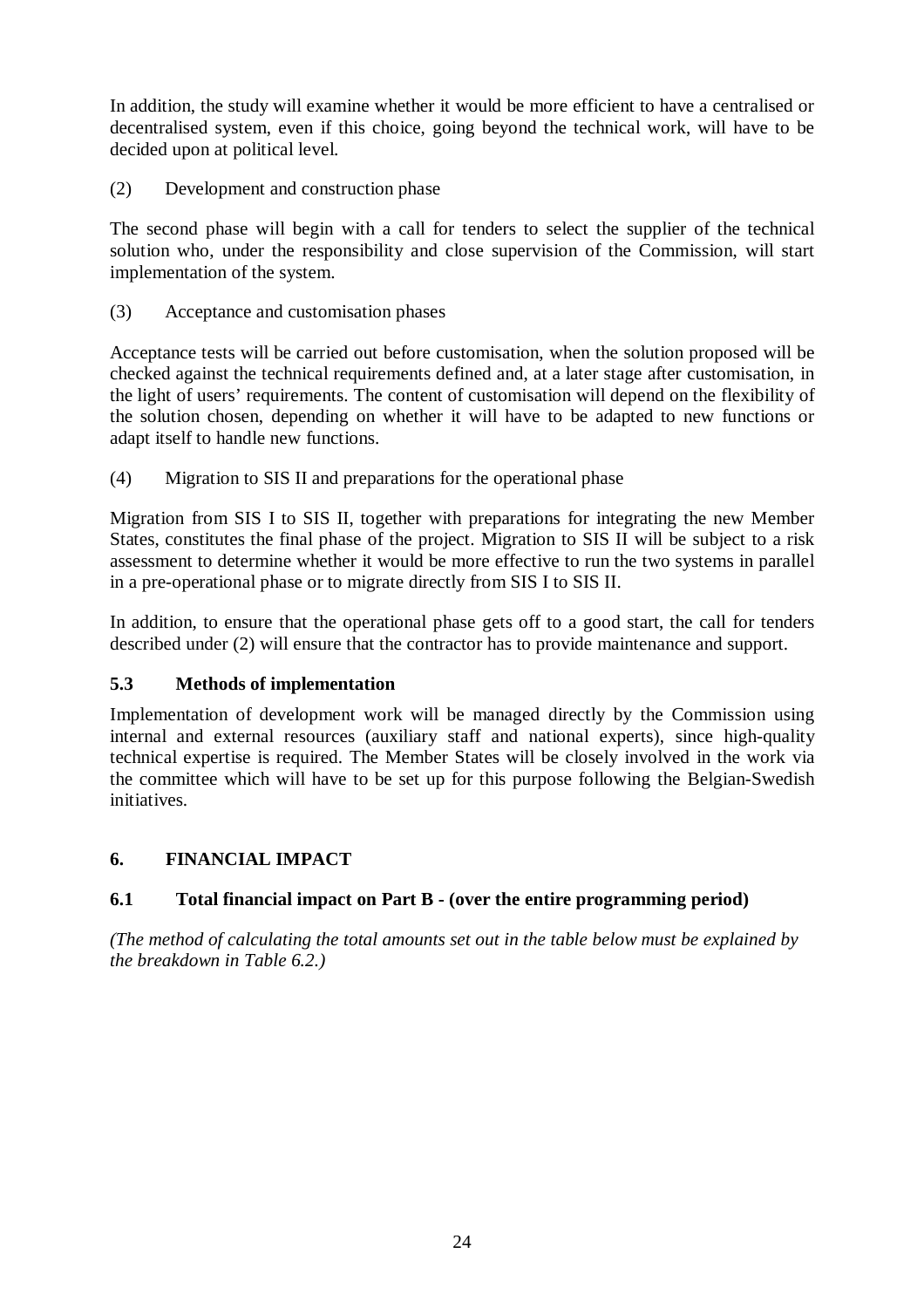In addition, the study will examine whether it would be more efficient to have a centralised or decentralised system, even if this choice, going beyond the technical work, will have to be decided upon at political level.

(2) Development and construction phase

The second phase will begin with a call for tenders to select the supplier of the technical solution who, under the responsibility and close supervision of the Commission, will start implementation of the system.

(3) Acceptance and customisation phases

Acceptance tests will be carried out before customisation, when the solution proposed will be checked against the technical requirements defined and, at a later stage after customisation, in the light of users' requirements. The content of customisation will depend on the flexibility of the solution chosen, depending on whether it will have to be adapted to new functions or adapt itself to handle new functions.

(4) Migration to SIS II and preparations for the operational phase

Migration from SIS I to SIS II, together with preparations for integrating the new Member States, constitutes the final phase of the project. Migration to SIS II will be subject to a risk assessment to determine whether it would be more effective to run the two systems in parallel in a pre-operational phase or to migrate directly from SIS I to SIS II.

In addition, to ensure that the operational phase gets off to a good start, the call for tenders described under (2) will ensure that the contractor has to provide maintenance and support.

### 5.3 Methods of implementation

Implementation of development work will be managed directly by the Commission using internal and external resources (auxiliary staff and national experts), since high-quality technical expertise is required. The Member States will be closely involved in the work via the committee which will have to be set up for this purpose following the Belgian-Swedish initiatives.

## 6. FINANCIAL IMPACT

### 6.1 Total financial impact on Part B - (over the entire programming period)

*(The method of calculating the total amounts set out in the table below must be explained by the breakdown in Table 6.2.)*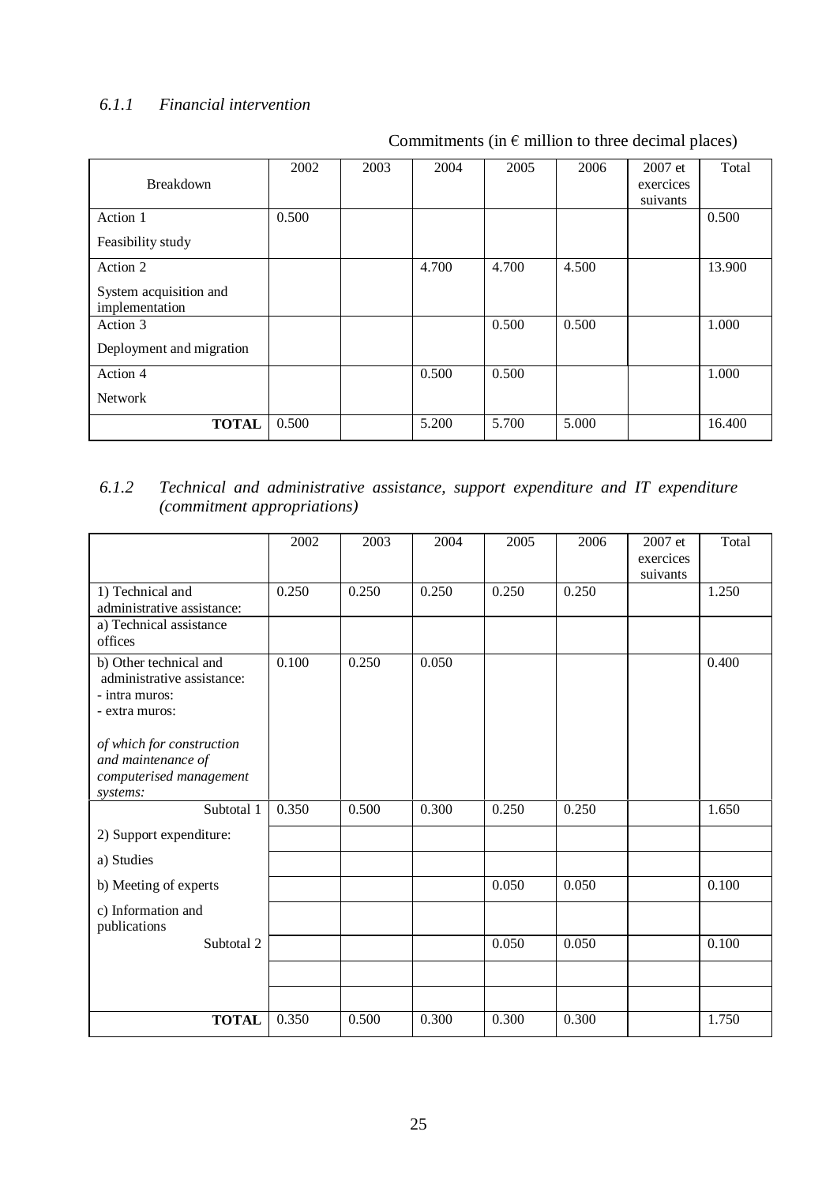### *6.1.1 Financial intervention*

Commitments (in € million to three decimal places)

| Breakdown | 2002 | 2003 | 2004 | 2005 | 2006 | 2007 et exercices suivants | Total |
|---|---|---|---|---|---|---|---|
| Action 1<br>Feasibility study | 0.500 | | | | | | 0.500 |
| Action 2<br>System acquisition and implementation | | | 4.700 | 4.700 | 4.500 | | 13.900 |
| Action 3<br>Deployment and migration | | | | 0.500 | 0.500 | | 1.000 |
| Action 4<br>Network | | | 0.500 | 0.500 | | | 1.000 |
| **TOTAL** | 0.500 | | 5.200 | 5.700 | 5.000 | | 16.400 |

### *6.1.2 Technical and administrative assistance, support expenditure and IT expenditure (commitment appropriations)*

| | 2002 | 2003 | 2004 | 2005 | 2006 | 2007 et exercices suivants | Total |
|---|---|---|---|---|---|---|---|
| 1) Technical and administrative assistance: | 0.250 | 0.250 | 0.250 | 0.250 | 0.250 | | 1.250 |
| a) Technical assistance offices | | | | | | | |
| b) Other technical and administrative assistance:<br>- intra muros:<br>- extra muros:<br><br>*of which for construction and maintenance of computerised management systems:* | 0.100 | 0.250 | 0.050 | | | | 0.400 |
| Subtotal 1 | 0.350 | 0.500 | 0.300 | 0.250 | 0.250 | | 1.650 |
| 2) Support expenditure: | | | | | | | |
| a) Studies | | | | | | | |
| b) Meeting of experts | | | | 0.050 | 0.050 | | 0.100 |
| c) Information and publications | | | | | | | |
| Subtotal 2 | | | | 0.050 | 0.050 | | 0.100 |
| | | | | | | | |
| | | | | | | | |
| **TOTAL** | 0.350 | 0.500 | 0.300 | 0.300 | 0.300 | | 1.750 |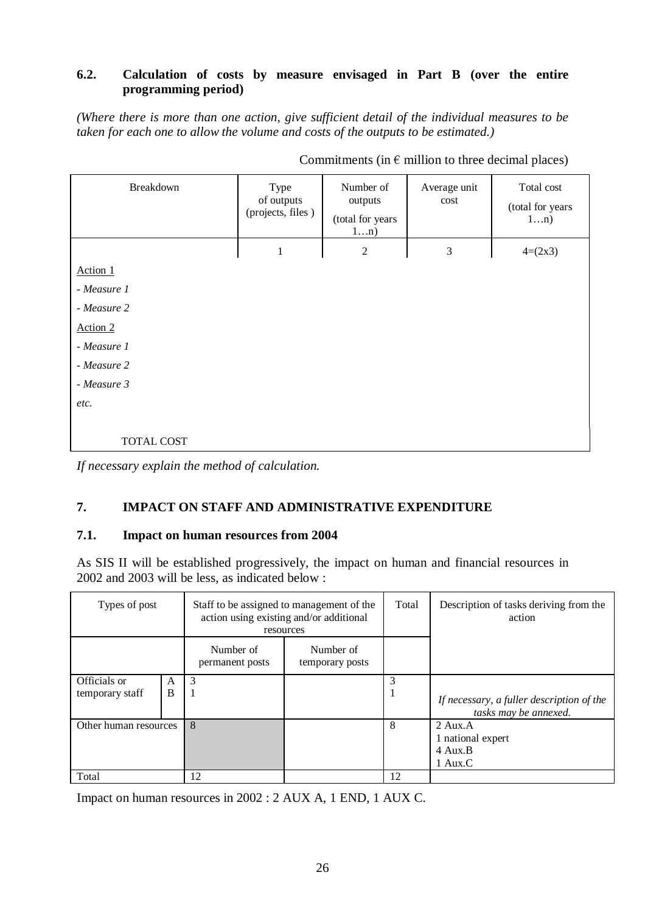### 6.2. Calculation of costs by measure envisaged in Part B (over the entire programming period)

*(Where there is more than one action, give sufficient detail of the individual measures to be taken for each one to allow the volume and costs of the outputs to be estimated.)*

Commitments (in € million to three decimal places)

| Breakdown | Type of outputs (projects, files ) | Number of outputs (total for years 1…n) | Average unit cost | Total cost (total for years 1…n) |
|---|---|---|---|---|
| | 1 | 2 | 3 | 4=(2x3) |
| Action 1 | | | | |
| *- Measure 1* | | | | |
| *- Measure 2* | | | | |
| Action 2 | | | | |
| *- Measure 1* | | | | |
| *- Measure 2* | | | | |
| *- Measure 3* | | | | |
| *etc.* | | | | |
| TOTAL COST | | | | |

*If necessary explain the method of calculation.*

## 7. IMPACT ON STAFF AND ADMINISTRATIVE EXPENDITURE

### 7.1. Impact on human resources from 2004

As SIS II will be established progressively, the impact on human and financial resources in 2002 and 2003 will be less, as indicated below :

| Types of post | | Staff to be assigned to management of the action using existing and/or additional resources | | Total | Description of tasks deriving from the action |
|---|---|---|---|---|---|
| | | Number of permanent posts | Number of temporary posts | | |
| Officials or temporary staff | A<br>B | 3<br>1 | | 3<br>1 | *If necessary, a fuller description of the tasks may be annexed.* |
| Other human resources | | 8 | | 8 | 2 Aux.A<br>1 national expert<br>4 Aux.B<br>1 Aux.C |
| Total | | 12 | | 12 | |

Impact on human resources in 2002 : 2 AUX A, 1 END, 1 AUX C.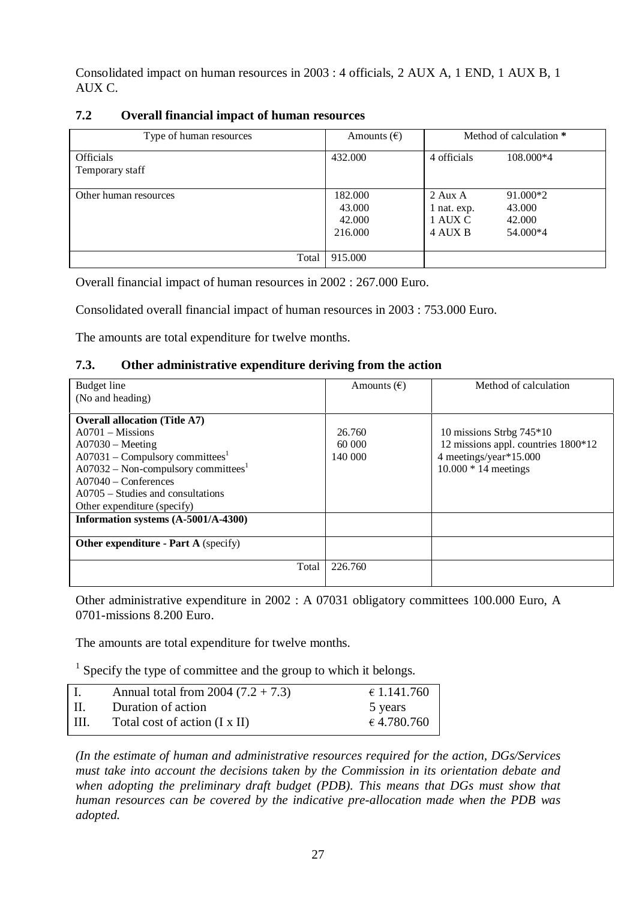Consolidated impact on human resources in 2003 : 4 officials, 2 AUX A, 1 END, 1 AUX B, 1 AUX C.

### 7.2 Overall financial impact of human resources

| Type of human resources | Amounts (€) | Method of calculation * | |
|---|---|---|---|
| Officials<br>Temporary staff | 432.000 | 4 officials | 108.000*4 |
| Other human resources | 182.000<br>43.000<br>42.000<br>216.000 | 2 Aux A<br>1 nat. exp.<br>1 AUX C<br>4 AUX B | 91.000*2<br>43.000<br>42.000<br>54.000*4 |
| Total | 915.000 | | |

Overall financial impact of human resources in 2002 : 267.000 Euro.

Consolidated overall financial impact of human resources in 2003 : 753.000 Euro.

The amounts are total expenditure for twelve months.

### 7.3. Other administrative expenditure deriving from the action

| Budget line<br>(No and heading) | Amounts (€) | Method of calculation |
|---|---|---|
| **Overall allocation (Title A7)**<br>A0701 – Missions<br>A07030 – Meeting<br>A07031 – Compulsory committees[1]<br>A07032 – Non-compulsory committees[1]<br>A07040 – Conferences<br>A0705 – Studies and consultations<br>Other expenditure (specify) | <br>26.760<br>60 000<br>140 000 | <br>10 missions Strbg 745*10<br>12 missions appl. countries 1800*12<br>4 meetings/year*15.000<br>10.000 * 14 meetings |
| **Information systems (A-5001/A-4300)** | | |
| **Other expenditure - Part A** (specify) | | |
| Total | 226.760 | |

Other administrative expenditure in 2002 : A 07031 obligatory committees 100.000 Euro, A 0701-missions 8.200 Euro.

The amounts are total expenditure for twelve months.

[1] Specify the type of committee and the group to which it belongs.

| | | |
|---|---|---|
| I. | Annual total from 2004 (7.2 + 7.3) | € 1.141.760 |
| II. | Duration of action | 5 years |
| III. | Total cost of action (I x II) | € 4.780.760 |

*(In the estimate of human and administrative resources required for the action, DGs/Services must take into account the decisions taken by the Commission in its orientation debate and when adopting the preliminary draft budget (PDB). This means that DGs must show that human resources can be covered by the indicative pre-allocation made when the PDB was adopted.*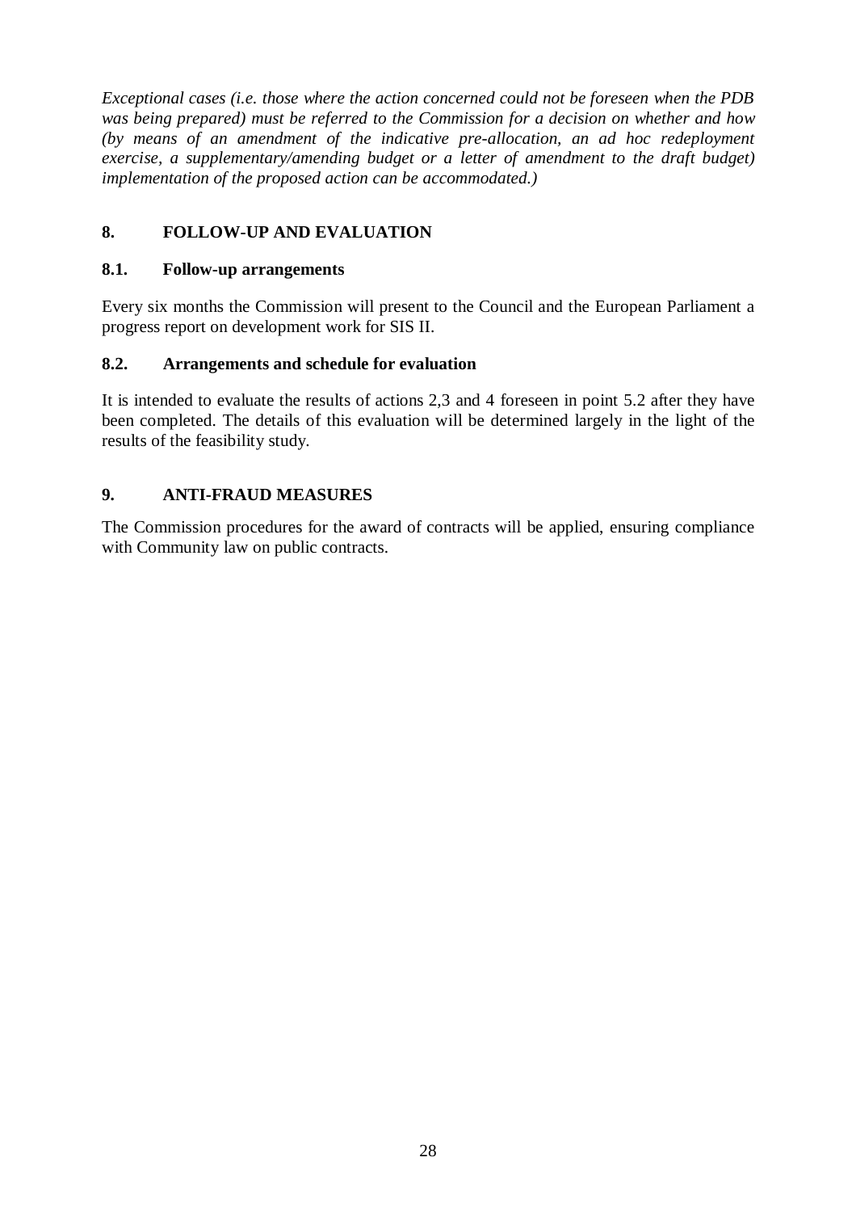*Exceptional cases (i.e. those where the action concerned could not be foreseen when the PDB was being prepared) must be referred to the Commission for a decision on whether and how (by means of an amendment of the indicative pre-allocation, an ad hoc redeployment exercise, a supplementary/amending budget or a letter of amendment to the draft budget) implementation of the proposed action can be accommodated.)*

## 8. FOLLOW-UP AND EVALUATION

### 8.1. Follow-up arrangements

Every six months the Commission will present to the Council and the European Parliament a progress report on development work for SIS II.

### 8.2. Arrangements and schedule for evaluation

It is intended to evaluate the results of actions 2,3 and 4 foreseen in point 5.2 after they have been completed. The details of this evaluation will be determined largely in the light of the results of the feasibility study.

## 9. ANTI-FRAUD MEASURES

The Commission procedures for the award of contracts will be applied, ensuring compliance with Community law on public contracts.